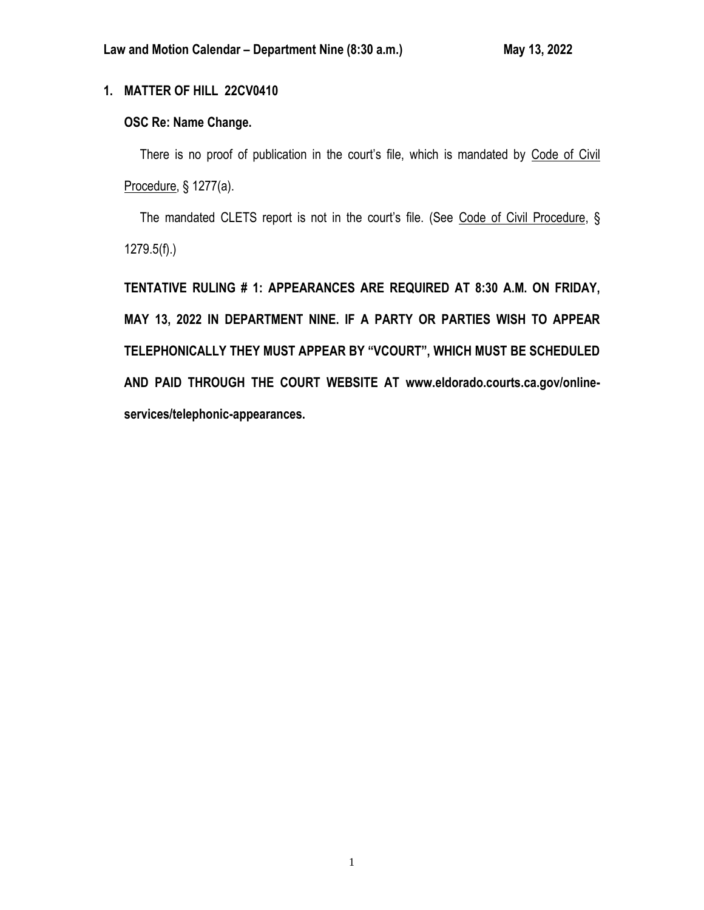**Law and Motion Calendar – Department Nine (8:30 a.m.) May 13, 2022**

**1. MATTER OF HILL 22CV0410**

**OSC Re: Name Change.**

There is no proof of publication in the court's file, which is mandated by Code of Civil Procedure, § 1277(a).

The mandated CLETS report is not in the court's file. (See Code of Civil Procedure, § 1279.5(f).)

**TENTATIVE RULING # 1: APPEARANCES ARE REQUIRED AT 8:30 A.M. ON FRIDAY, MAY 13, 2022 IN DEPARTMENT NINE. IF A PARTY OR PARTIES WISH TO APPEAR TELEPHONICALLY THEY MUST APPEAR BY "VCOURT", WHICH MUST BE SCHEDULED AND PAID THROUGH THE COURT WEBSITE AT www.eldorado.courts.ca.gov/online-services/telephonic-appearances.**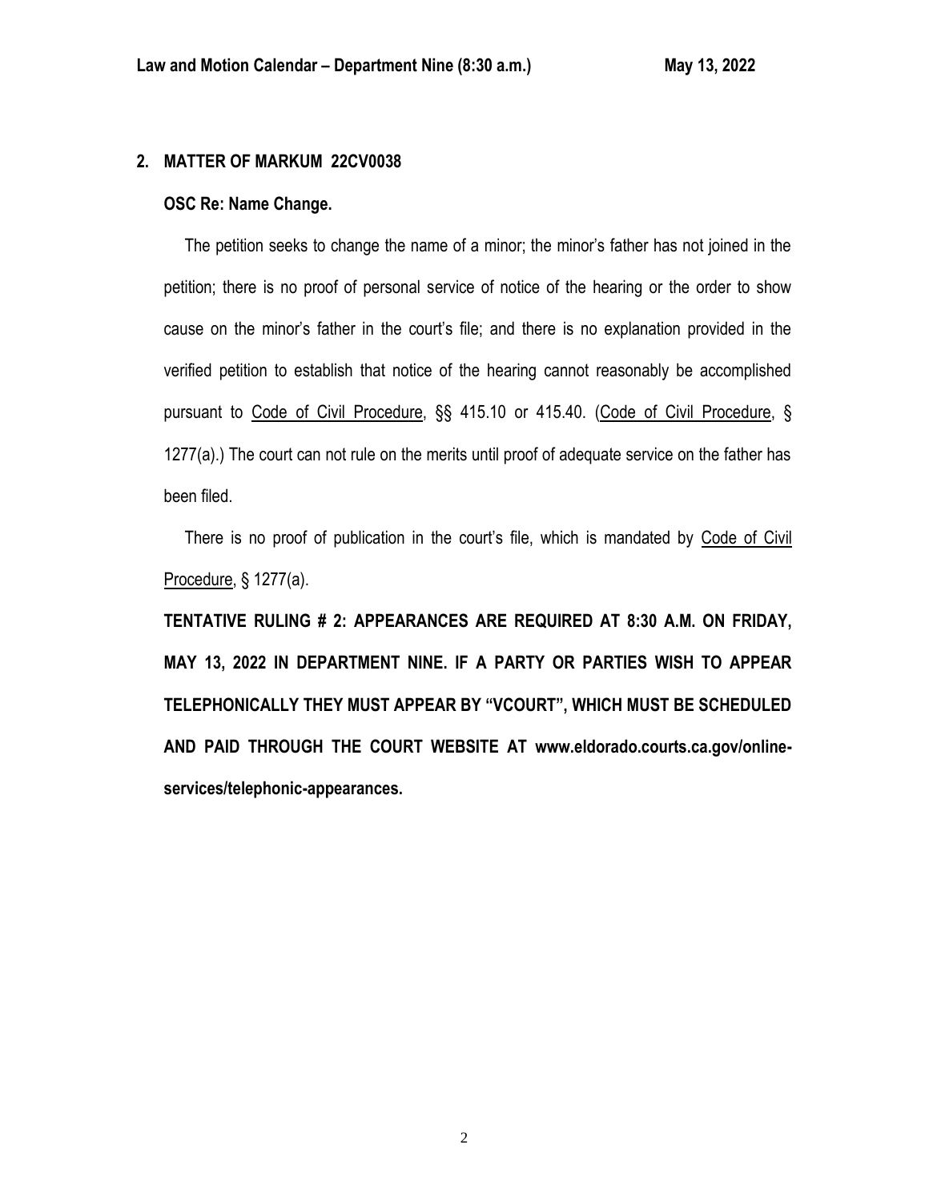**2. MATTER OF MARKUM 22CV0038**

**OSC Re: Name Change.**

The petition seeks to change the name of a minor; the minor's father has not joined in the petition; there is no proof of personal service of notice of the hearing or the order to show cause on the minor's father in the court's file; and there is no explanation provided in the verified petition to establish that notice of the hearing cannot reasonably be accomplished pursuant to Code of Civil Procedure, §§ 415.10 or 415.40. (Code of Civil Procedure, § 1277(a).) The court can not rule on the merits until proof of adequate service on the father has been filed.

There is no proof of publication in the court's file, which is mandated by Code of Civil Procedure, § 1277(a).

**TENTATIVE RULING # 2: APPEARANCES ARE REQUIRED AT 8:30 A.M. ON FRIDAY, MAY 13, 2022 IN DEPARTMENT NINE. IF A PARTY OR PARTIES WISH TO APPEAR TELEPHONICALLY THEY MUST APPEAR BY "VCOURT", WHICH MUST BE SCHEDULED AND PAID THROUGH THE COURT WEBSITE AT www.eldorado.courts.ca.gov/online-services/telephonic-appearances.**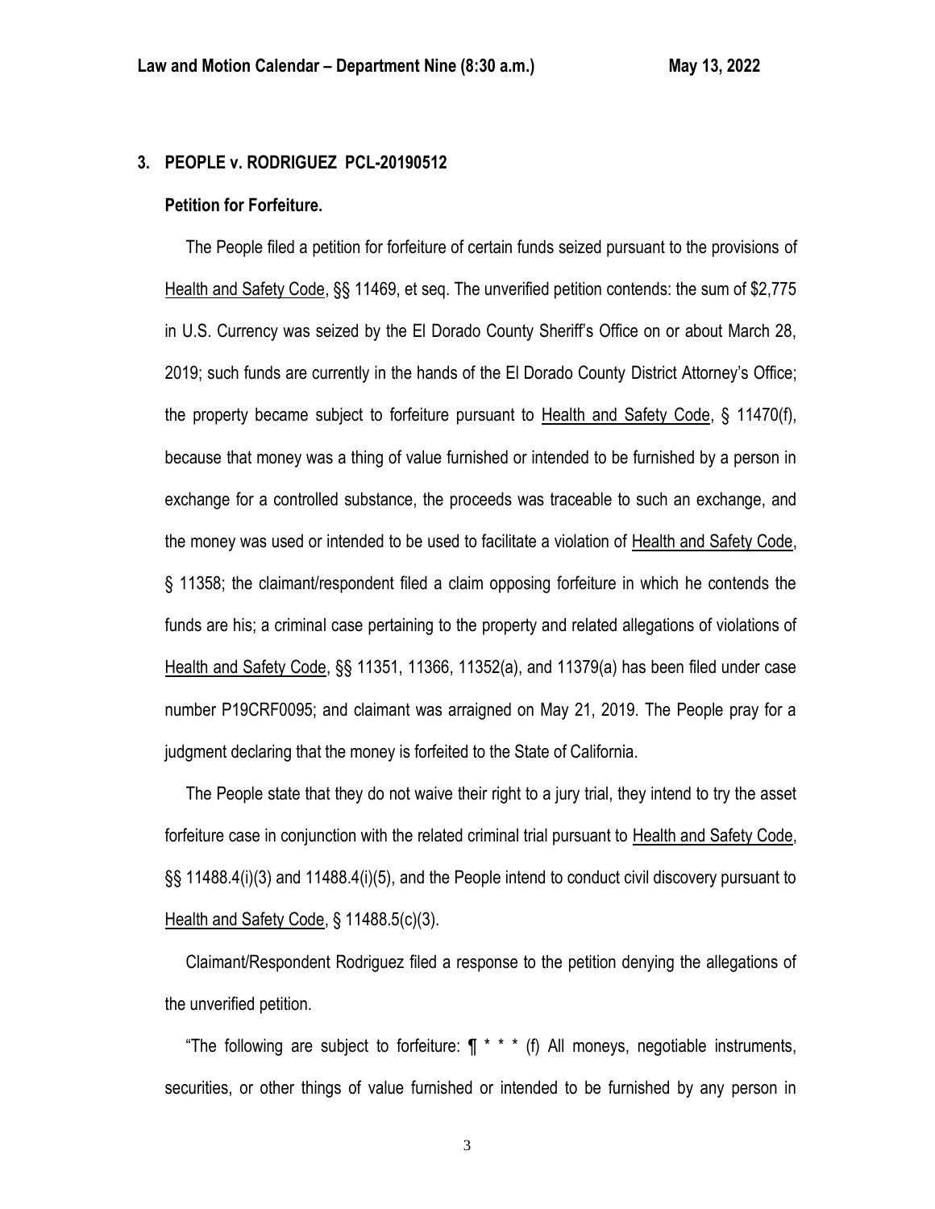**3. PEOPLE v. RODRIGUEZ PCL-20190512**

**Petition for Forfeiture.**

The People filed a petition for forfeiture of certain funds seized pursuant to the provisions of Health and Safety Code, §§ 11469, et seq. The unverified petition contends: the sum of $2,775 in U.S. Currency was seized by the El Dorado County Sheriff's Office on or about March 28, 2019; such funds are currently in the hands of the El Dorado County District Attorney's Office; the property became subject to forfeiture pursuant to Health and Safety Code, § 11470(f), because that money was a thing of value furnished or intended to be furnished by a person in exchange for a controlled substance, the proceeds was traceable to such an exchange, and the money was used or intended to be used to facilitate a violation of Health and Safety Code, § 11358; the claimant/respondent filed a claim opposing forfeiture in which he contends the funds are his; a criminal case pertaining to the property and related allegations of violations of Health and Safety Code, §§ 11351, 11366, 11352(a), and 11379(a) has been filed under case number P19CRF0095; and claimant was arraigned on May 21, 2019. The People pray for a judgment declaring that the money is forfeited to the State of California.

The People state that they do not waive their right to a jury trial, they intend to try the asset forfeiture case in conjunction with the related criminal trial pursuant to Health and Safety Code, §§ 11488.4(i)(3) and 11488.4(i)(5), and the People intend to conduct civil discovery pursuant to Health and Safety Code, § 11488.5(c)(3).

Claimant/Respondent Rodriguez filed a response to the petition denying the allegations of the unverified petition.

"The following are subject to forfeiture: ¶ * * * (f) All moneys, negotiable instruments, securities, or other things of value furnished or intended to be furnished by any person in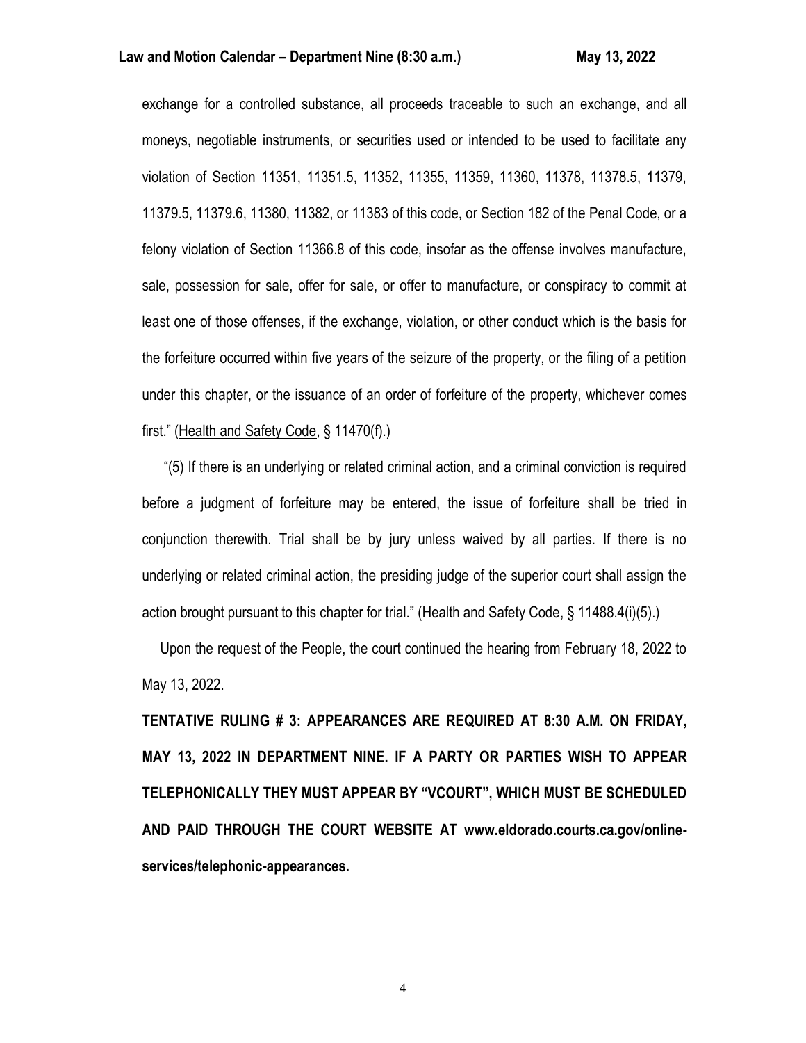exchange for a controlled substance, all proceeds traceable to such an exchange, and all moneys, negotiable instruments, or securities used or intended to be used to facilitate any violation of Section 11351, 11351.5, 11352, 11355, 11359, 11360, 11378, 11378.5, 11379, 11379.5, 11379.6, 11380, 11382, or 11383 of this code, or Section 182 of the Penal Code, or a felony violation of Section 11366.8 of this code, insofar as the offense involves manufacture, sale, possession for sale, offer for sale, or offer to manufacture, or conspiracy to commit at least one of those offenses, if the exchange, violation, or other conduct which is the basis for the forfeiture occurred within five years of the seizure of the property, or the filing of a petition under this chapter, or the issuance of an order of forfeiture of the property, whichever comes first." (Health and Safety Code, § 11470(f).)

"(5) If there is an underlying or related criminal action, and a criminal conviction is required before a judgment of forfeiture may be entered, the issue of forfeiture shall be tried in conjunction therewith. Trial shall be by jury unless waived by all parties. If there is no underlying or related criminal action, the presiding judge of the superior court shall assign the action brought pursuant to this chapter for trial." (Health and Safety Code, § 11488.4(i)(5).)

Upon the request of the People, the court continued the hearing from February 18, 2022 to May 13, 2022.

**TENTATIVE RULING # 3: APPEARANCES ARE REQUIRED AT 8:30 A.M. ON FRIDAY, MAY 13, 2022 IN DEPARTMENT NINE. IF A PARTY OR PARTIES WISH TO APPEAR TELEPHONICALLY THEY MUST APPEAR BY "VCOURT", WHICH MUST BE SCHEDULED AND PAID THROUGH THE COURT WEBSITE AT www.eldorado.courts.ca.gov/online-services/telephonic-appearances.**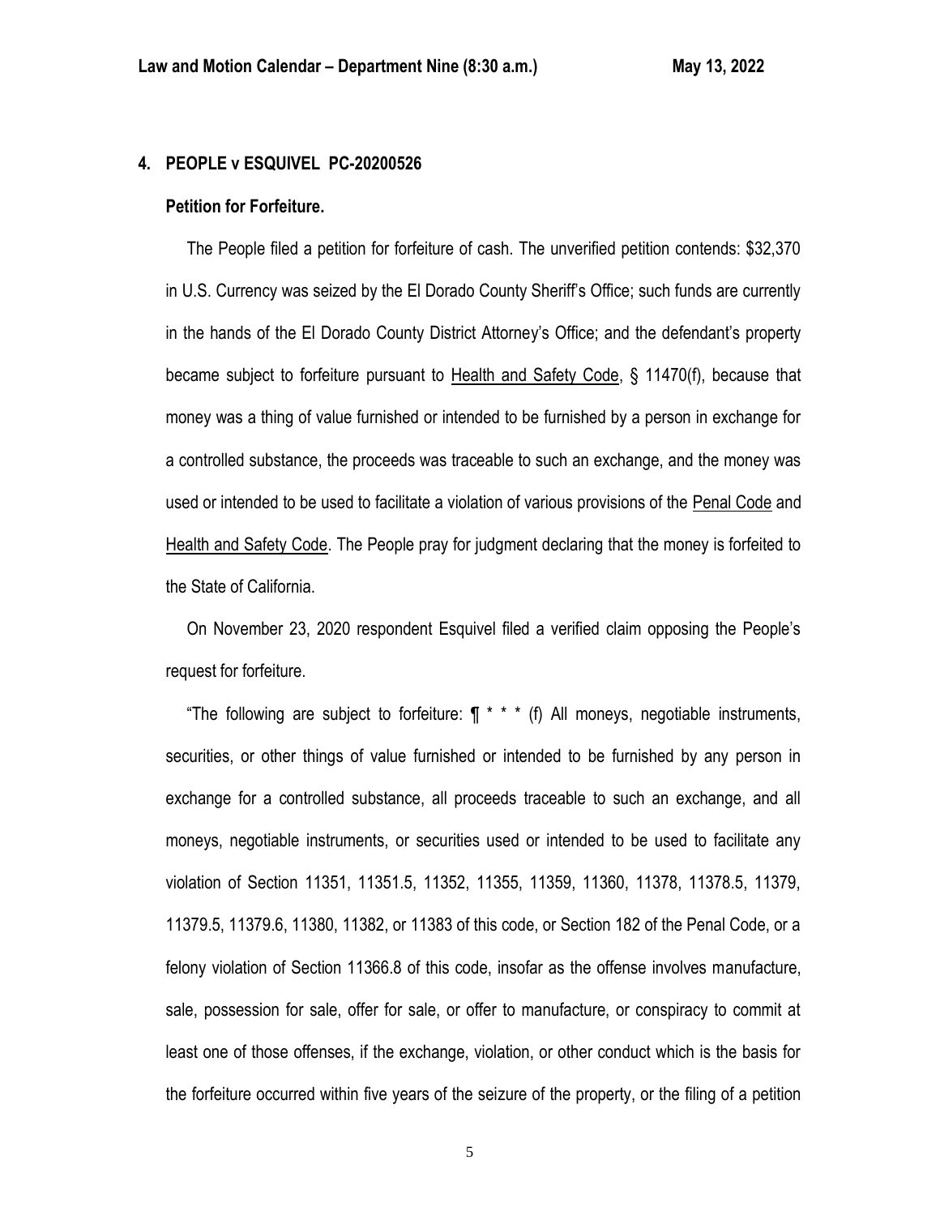## 4. PEOPLE v ESQUIVEL PC-20200526

### Petition for Forfeiture.

The People filed a petition for forfeiture of cash. The unverified petition contends: $32,370 in U.S. Currency was seized by the El Dorado County Sheriff's Office; such funds are currently in the hands of the El Dorado County District Attorney's Office; and the defendant's property became subject to forfeiture pursuant to Health and Safety Code, § 11470(f), because that money was a thing of value furnished or intended to be furnished by a person in exchange for a controlled substance, the proceeds was traceable to such an exchange, and the money was used or intended to be used to facilitate a violation of various provisions of the Penal Code and Health and Safety Code. The People pray for judgment declaring that the money is forfeited to the State of California.

On November 23, 2020 respondent Esquivel filed a verified claim opposing the People's request for forfeiture.

"The following are subject to forfeiture: ¶ * * * (f) All moneys, negotiable instruments, securities, or other things of value furnished or intended to be furnished by any person in exchange for a controlled substance, all proceeds traceable to such an exchange, and all moneys, negotiable instruments, or securities used or intended to be used to facilitate any violation of Section 11351, 11351.5, 11352, 11355, 11359, 11360, 11378, 11378.5, 11379, 11379.5, 11379.6, 11380, 11382, or 11383 of this code, or Section 182 of the Penal Code, or a felony violation of Section 11366.8 of this code, insofar as the offense involves manufacture, sale, possession for sale, offer for sale, or offer to manufacture, or conspiracy to commit at least one of those offenses, if the exchange, violation, or other conduct which is the basis for the forfeiture occurred within five years of the seizure of the property, or the filing of a petition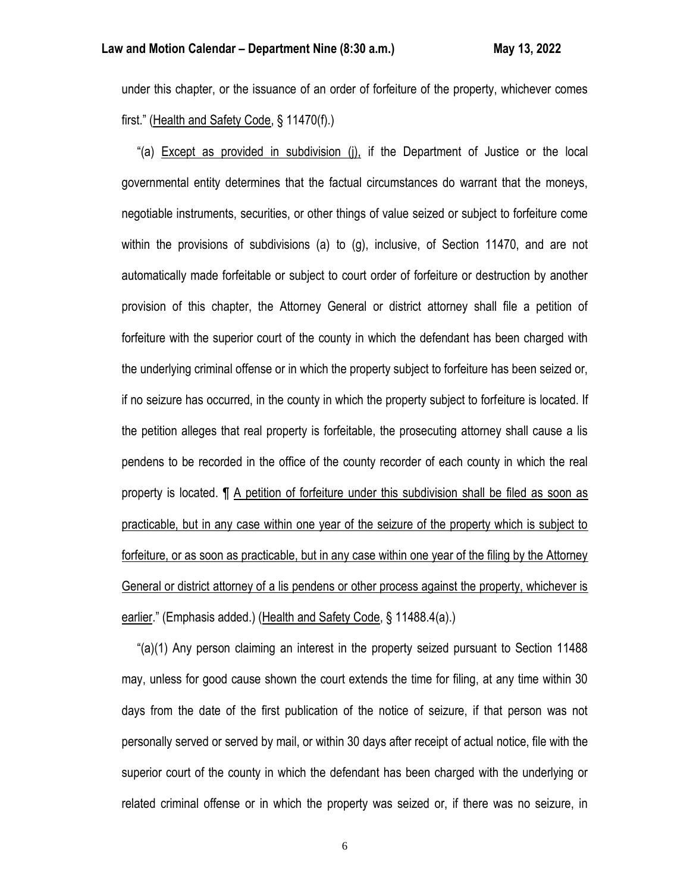under this chapter, or the issuance of an order of forfeiture of the property, whichever comes first." (<u>Health and Safety Code</u>, § 11470(f).)

"(a) <u>Except as provided in subdivision (j),</u> if the Department of Justice or the local governmental entity determines that the factual circumstances do warrant that the moneys, negotiable instruments, securities, or other things of value seized or subject to forfeiture come within the provisions of subdivisions (a) to (g), inclusive, of Section 11470, and are not automatically made forfeitable or subject to court order of forfeiture or destruction by another provision of this chapter, the Attorney General or district attorney shall file a petition of forfeiture with the superior court of the county in which the defendant has been charged with the underlying criminal offense or in which the property subject to forfeiture has been seized or, if no seizure has occurred, in the county in which the property subject to forfeiture is located. If the petition alleges that real property is forfeitable, the prosecuting attorney shall cause a lis pendens to be recorded in the office of the county recorder of each county in which the real property is located. ¶ <u>A petition of forfeiture under this subdivision shall be filed as soon as practicable, but in any case within one year of the seizure of the property which is subject to forfeiture, or as soon as practicable, but in any case within one year of the filing by the Attorney General or district attorney of a lis pendens or other process against the property, whichever is earlier</u>." (Emphasis added.) (<u>Health and Safety Code</u>, § 11488.4(a).)

"(a)(1) Any person claiming an interest in the property seized pursuant to Section 11488 may, unless for good cause shown the court extends the time for filing, at any time within 30 days from the date of the first publication of the notice of seizure, if that person was not personally served or served by mail, or within 30 days after receipt of actual notice, file with the superior court of the county in which the defendant has been charged with the underlying or related criminal offense or in which the property was seized or, if there was no seizure, in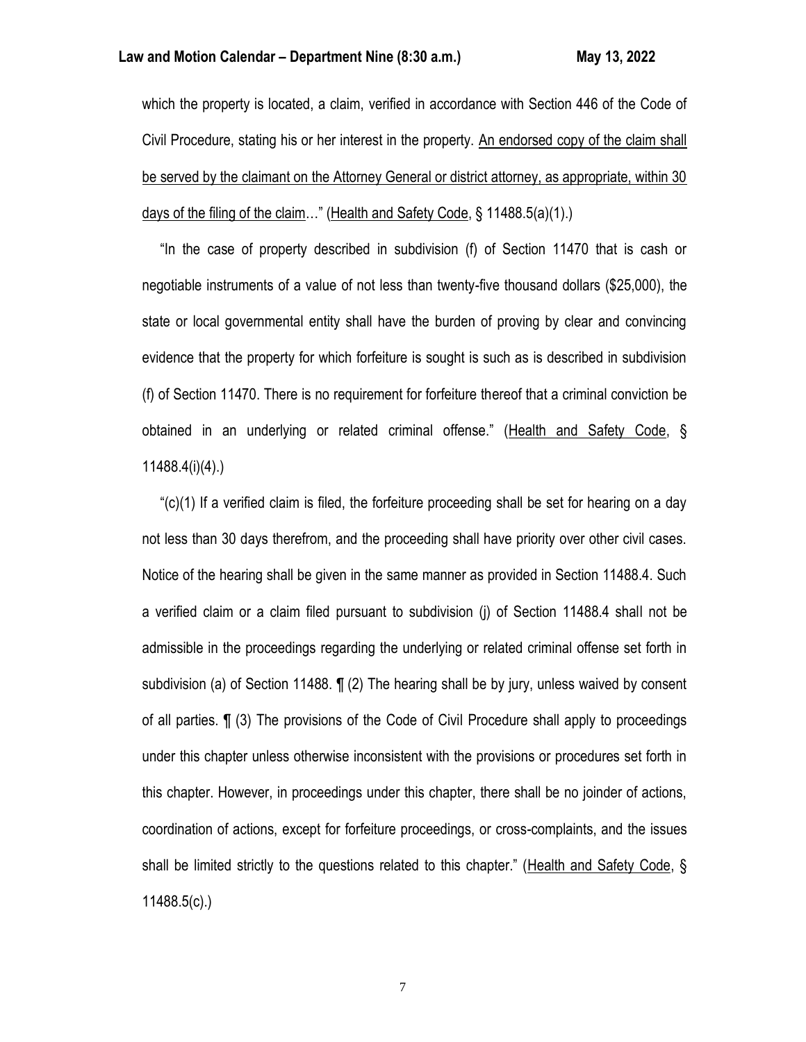which the property is located, a claim, verified in accordance with Section 446 of the Code of Civil Procedure, stating his or her interest in the property. An endorsed copy of the claim shall be served by the claimant on the Attorney General or district attorney, as appropriate, within 30 days of the filing of the claim…" (Health and Safety Code, § 11488.5(a)(1).)

"In the case of property described in subdivision (f) of Section 11470 that is cash or negotiable instruments of a value of not less than twenty-five thousand dollars ($25,000), the state or local governmental entity shall have the burden of proving by clear and convincing evidence that the property for which forfeiture is sought is such as is described in subdivision (f) of Section 11470. There is no requirement for forfeiture thereof that a criminal conviction be obtained in an underlying or related criminal offense." (Health and Safety Code, § 11488.4(i)(4).)

"(c)(1) If a verified claim is filed, the forfeiture proceeding shall be set for hearing on a day not less than 30 days therefrom, and the proceeding shall have priority over other civil cases. Notice of the hearing shall be given in the same manner as provided in Section 11488.4. Such a verified claim or a claim filed pursuant to subdivision (j) of Section 11488.4 shall not be admissible in the proceedings regarding the underlying or related criminal offense set forth in subdivision (a) of Section 11488. ¶ (2) The hearing shall be by jury, unless waived by consent of all parties. ¶ (3) The provisions of the Code of Civil Procedure shall apply to proceedings under this chapter unless otherwise inconsistent with the provisions or procedures set forth in this chapter. However, in proceedings under this chapter, there shall be no joinder of actions, coordination of actions, except for forfeiture proceedings, or cross-complaints, and the issues shall be limited strictly to the questions related to this chapter." (Health and Safety Code, § 11488.5(c).)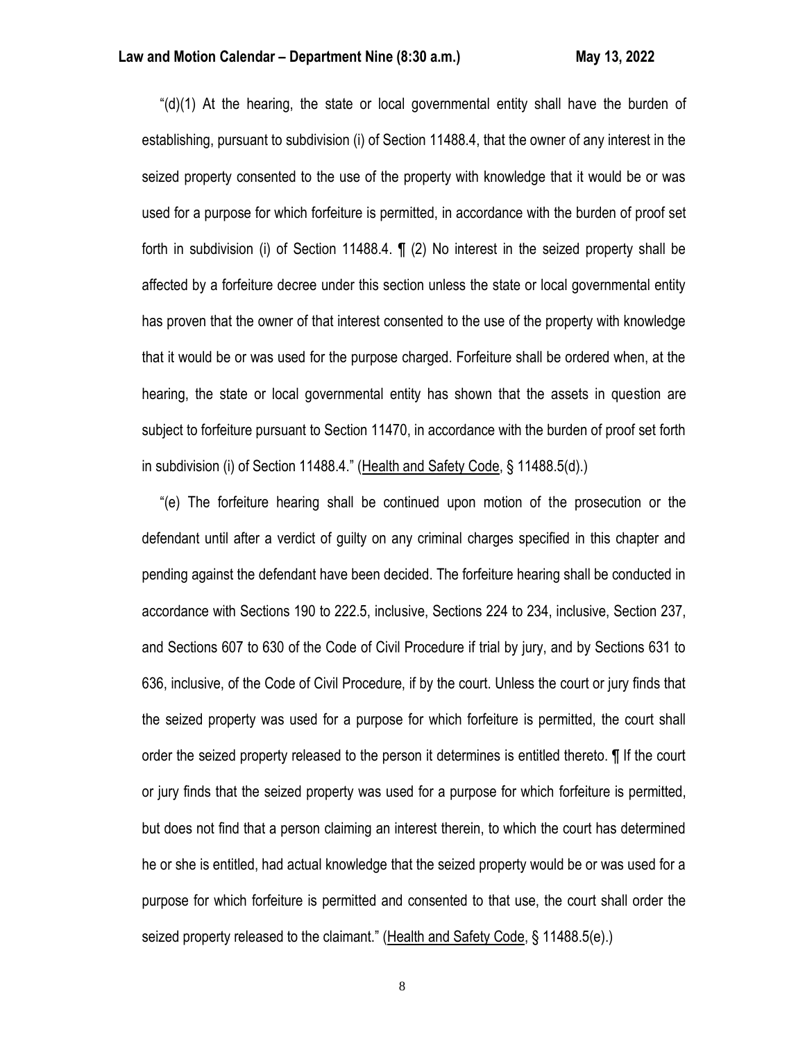"(d)(1) At the hearing, the state or local governmental entity shall have the burden of establishing, pursuant to subdivision (i) of Section 11488.4, that the owner of any interest in the seized property consented to the use of the property with knowledge that it would be or was used for a purpose for which forfeiture is permitted, in accordance with the burden of proof set forth in subdivision (i) of Section 11488.4. ¶ (2) No interest in the seized property shall be affected by a forfeiture decree under this section unless the state or local governmental entity has proven that the owner of that interest consented to the use of the property with knowledge that it would be or was used for the purpose charged. Forfeiture shall be ordered when, at the hearing, the state or local governmental entity has shown that the assets in question are subject to forfeiture pursuant to Section 11470, in accordance with the burden of proof set forth in subdivision (i) of Section 11488.4." (Health and Safety Code, § 11488.5(d).)

"(e) The forfeiture hearing shall be continued upon motion of the prosecution or the defendant until after a verdict of guilty on any criminal charges specified in this chapter and pending against the defendant have been decided. The forfeiture hearing shall be conducted in accordance with Sections 190 to 222.5, inclusive, Sections 224 to 234, inclusive, Section 237, and Sections 607 to 630 of the Code of Civil Procedure if trial by jury, and by Sections 631 to 636, inclusive, of the Code of Civil Procedure, if by the court. Unless the court or jury finds that the seized property was used for a purpose for which forfeiture is permitted, the court shall order the seized property released to the person it determines is entitled thereto. ¶ If the court or jury finds that the seized property was used for a purpose for which forfeiture is permitted, but does not find that a person claiming an interest therein, to which the court has determined he or she is entitled, had actual knowledge that the seized property would be or was used for a purpose for which forfeiture is permitted and consented to that use, the court shall order the seized property released to the claimant." (Health and Safety Code, § 11488.5(e).)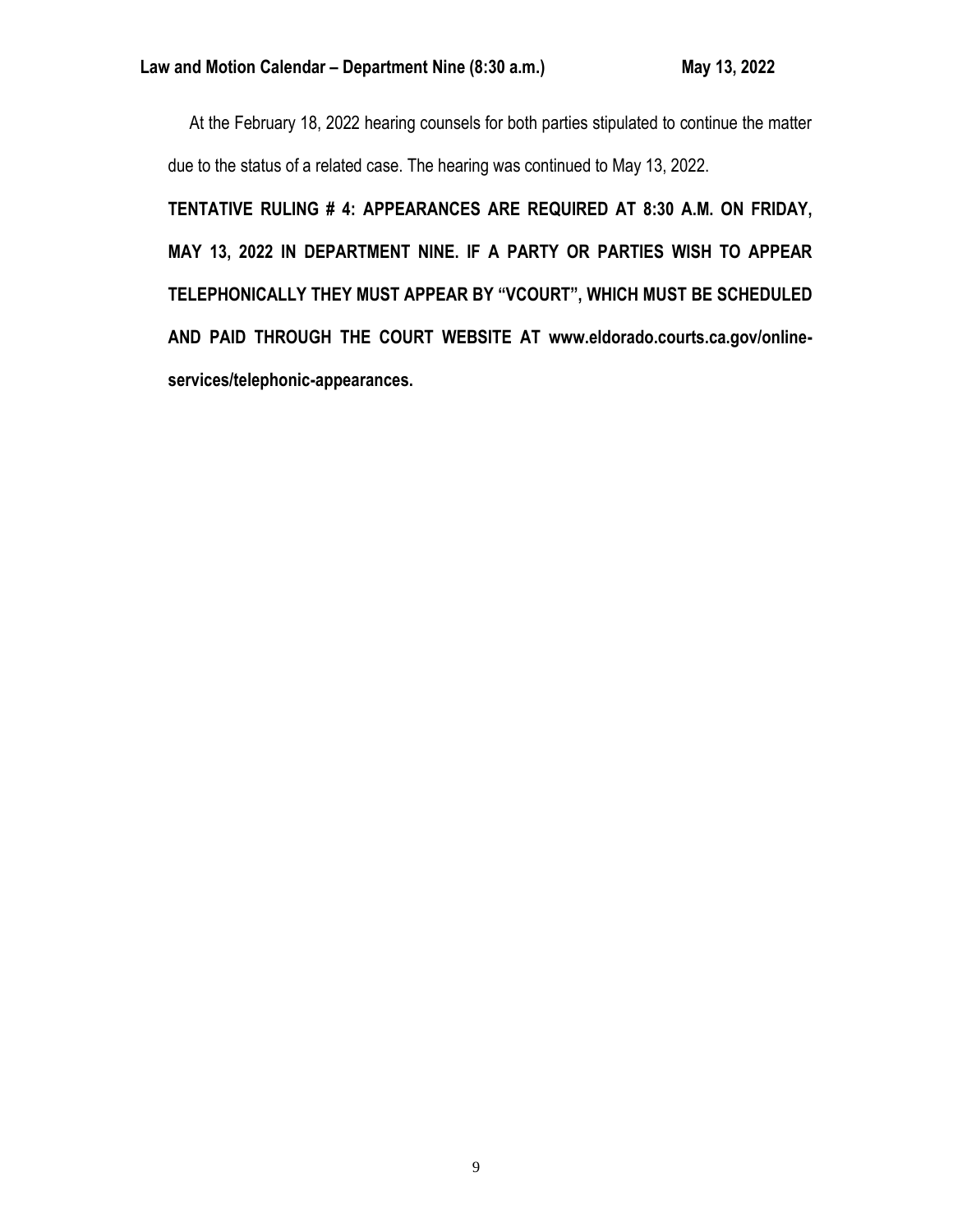At the February 18, 2022 hearing counsels for both parties stipulated to continue the matter due to the status of a related case. The hearing was continued to May 13, 2022.

**TENTATIVE RULING # 4: APPEARANCES ARE REQUIRED AT 8:30 A.M. ON FRIDAY, MAY 13, 2022 IN DEPARTMENT NINE. IF A PARTY OR PARTIES WISH TO APPEAR TELEPHONICALLY THEY MUST APPEAR BY "VCOURT", WHICH MUST BE SCHEDULED AND PAID THROUGH THE COURT WEBSITE AT www.eldorado.courts.ca.gov/online-services/telephonic-appearances.**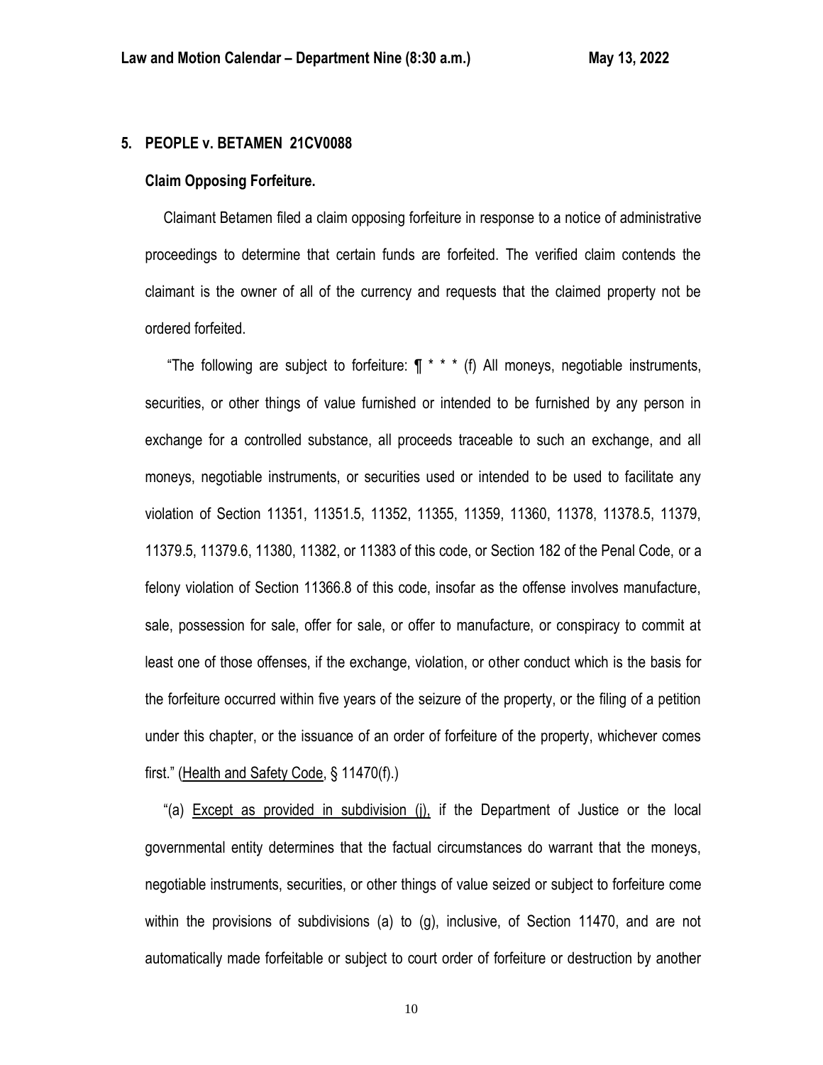## 5. PEOPLE v. BETAMEN 21CV0088

**Claim Opposing Forfeiture.**

Claimant Betamen filed a claim opposing forfeiture in response to a notice of administrative proceedings to determine that certain funds are forfeited. The verified claim contends the claimant is the owner of all of the currency and requests that the claimed property not be ordered forfeited.

"The following are subject to forfeiture: ¶ * * * (f) All moneys, negotiable instruments, securities, or other things of value furnished or intended to be furnished by any person in exchange for a controlled substance, all proceeds traceable to such an exchange, and all moneys, negotiable instruments, or securities used or intended to be used to facilitate any violation of Section 11351, 11351.5, 11352, 11355, 11359, 11360, 11378, 11378.5, 11379, 11379.5, 11379.6, 11380, 11382, or 11383 of this code, or Section 182 of the Penal Code, or a felony violation of Section 11366.8 of this code, insofar as the offense involves manufacture, sale, possession for sale, offer for sale, or offer to manufacture, or conspiracy to commit at least one of those offenses, if the exchange, violation, or other conduct which is the basis for the forfeiture occurred within five years of the seizure of the property, or the filing of a petition under this chapter, or the issuance of an order of forfeiture of the property, whichever comes first." (Health and Safety Code, § 11470(f).)

"(a) Except as provided in subdivision (j), if the Department of Justice or the local governmental entity determines that the factual circumstances do warrant that the moneys, negotiable instruments, securities, or other things of value seized or subject to forfeiture come within the provisions of subdivisions (a) to (g), inclusive, of Section 11470, and are not automatically made forfeitable or subject to court order of forfeiture or destruction by another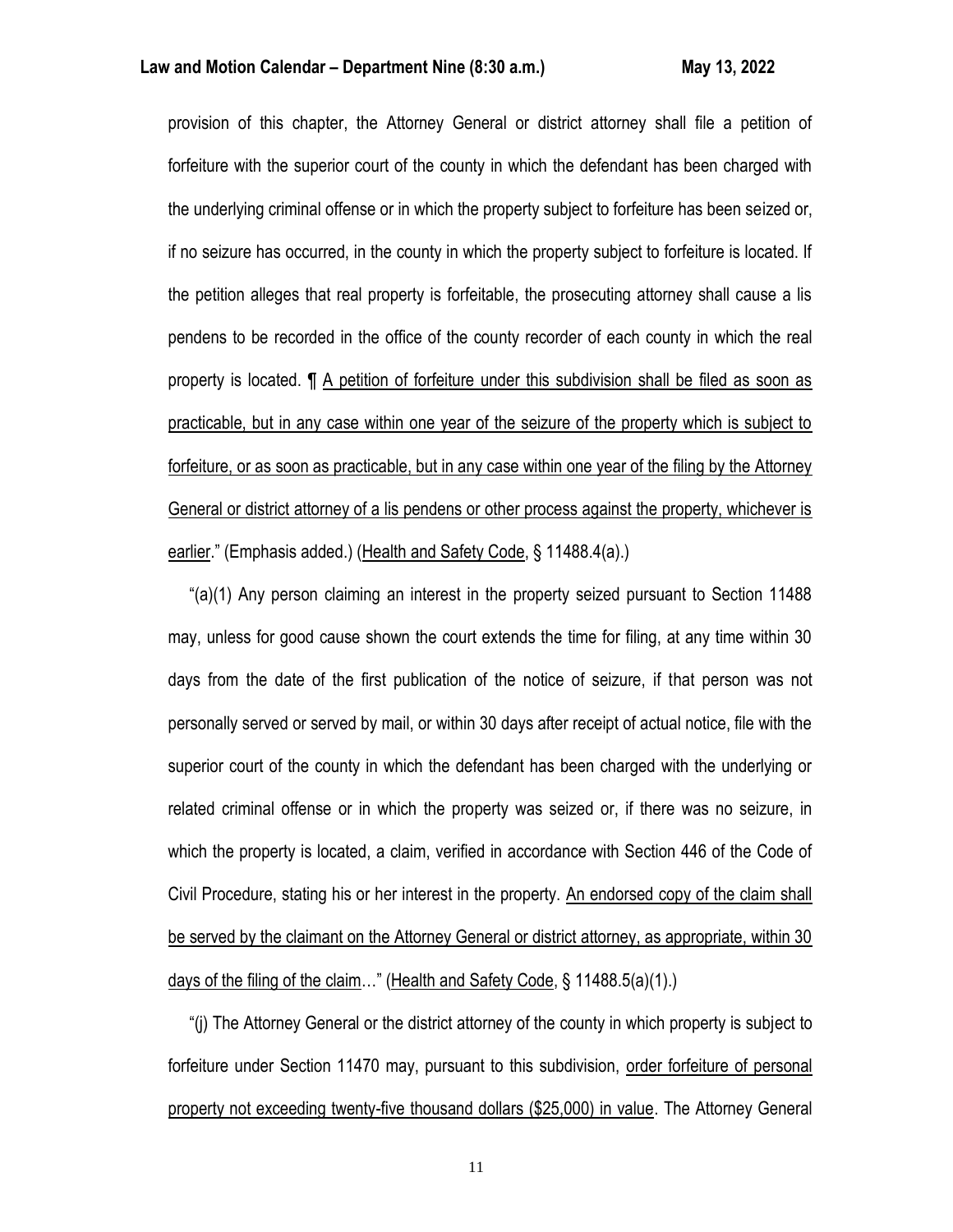provision of this chapter, the Attorney General or district attorney shall file a petition of forfeiture with the superior court of the county in which the defendant has been charged with the underlying criminal offense or in which the property subject to forfeiture has been seized or, if no seizure has occurred, in the county in which the property subject to forfeiture is located. If the petition alleges that real property is forfeitable, the prosecuting attorney shall cause a lis pendens to be recorded in the office of the county recorder of each county in which the real property is located. ¶ <u>A petition of forfeiture under this subdivision shall be filed as soon as practicable, but in any case within one year of the seizure of the property which is subject to forfeiture, or as soon as practicable, but in any case within one year of the filing by the Attorney General or district attorney of a lis pendens or other process against the property, whichever is earlier</u>." (Emphasis added.) (<u>Health and Safety Code</u>, § 11488.4(a).)

"(a)(1) Any person claiming an interest in the property seized pursuant to Section 11488 may, unless for good cause shown the court extends the time for filing, at any time within 30 days from the date of the first publication of the notice of seizure, if that person was not personally served or served by mail, or within 30 days after receipt of actual notice, file with the superior court of the county in which the defendant has been charged with the underlying or related criminal offense or in which the property was seized or, if there was no seizure, in which the property is located, a claim, verified in accordance with Section 446 of the Code of Civil Procedure, stating his or her interest in the property. <u>An endorsed copy of the claim shall be served by the claimant on the Attorney General or district attorney, as appropriate, within 30 days of the filing of the claim</u>…" (<u>Health and Safety Code</u>, § 11488.5(a)(1).)

"(j) The Attorney General or the district attorney of the county in which property is subject to forfeiture under Section 11470 may, pursuant to this subdivision, <u>order forfeiture of personal property not exceeding twenty-five thousand dollars ($25,000) in value</u>. The Attorney General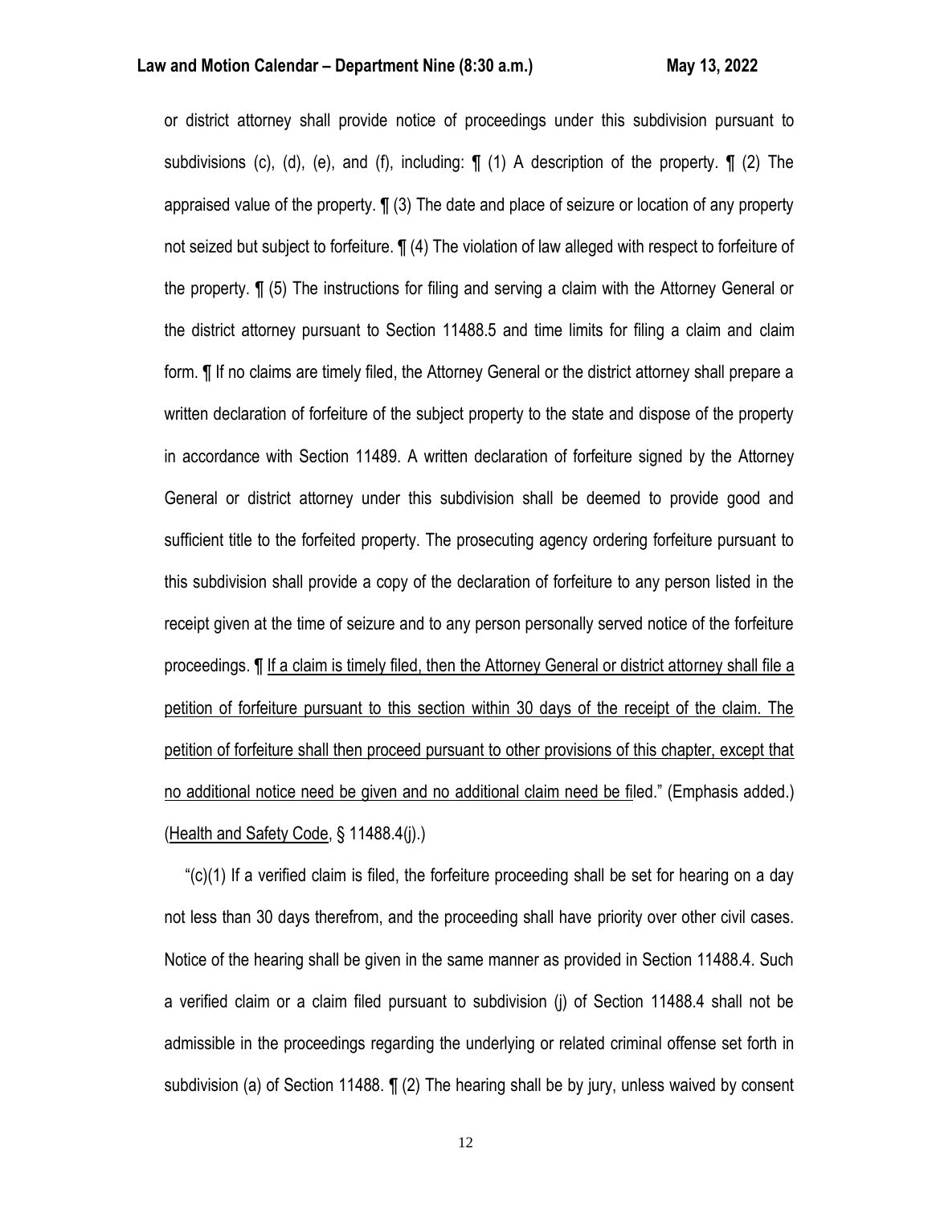or district attorney shall provide notice of proceedings under this subdivision pursuant to subdivisions (c), (d), (e), and (f), including: ¶ (1) A description of the property. ¶ (2) The appraised value of the property. ¶ (3) The date and place of seizure or location of any property not seized but subject to forfeiture. ¶ (4) The violation of law alleged with respect to forfeiture of the property. ¶ (5) The instructions for filing and serving a claim with the Attorney General or the district attorney pursuant to Section 11488.5 and time limits for filing a claim and claim form. ¶ If no claims are timely filed, the Attorney General or the district attorney shall prepare a written declaration of forfeiture of the subject property to the state and dispose of the property in accordance with Section 11489. A written declaration of forfeiture signed by the Attorney General or district attorney under this subdivision shall be deemed to provide good and sufficient title to the forfeited property. The prosecuting agency ordering forfeiture pursuant to this subdivision shall provide a copy of the declaration of forfeiture to any person listed in the receipt given at the time of seizure and to any person personally served notice of the forfeiture proceedings. ¶ <u>If a claim is timely filed, then the Attorney General or district attorney shall file a petition of forfeiture pursuant to this section within 30 days of the receipt of the claim. The petition of forfeiture shall then proceed pursuant to other provisions of this chapter, except that no additional notice need be given and no additional claim need be fi</u>led." (Emphasis added.) (<u>Health and Safety Code</u>, § 11488.4(j).)

"(c)(1) If a verified claim is filed, the forfeiture proceeding shall be set for hearing on a day not less than 30 days therefrom, and the proceeding shall have priority over other civil cases. Notice of the hearing shall be given in the same manner as provided in Section 11488.4. Such a verified claim or a claim filed pursuant to subdivision (j) of Section 11488.4 shall not be admissible in the proceedings regarding the underlying or related criminal offense set forth in subdivision (a) of Section 11488. ¶ (2) The hearing shall be by jury, unless waived by consent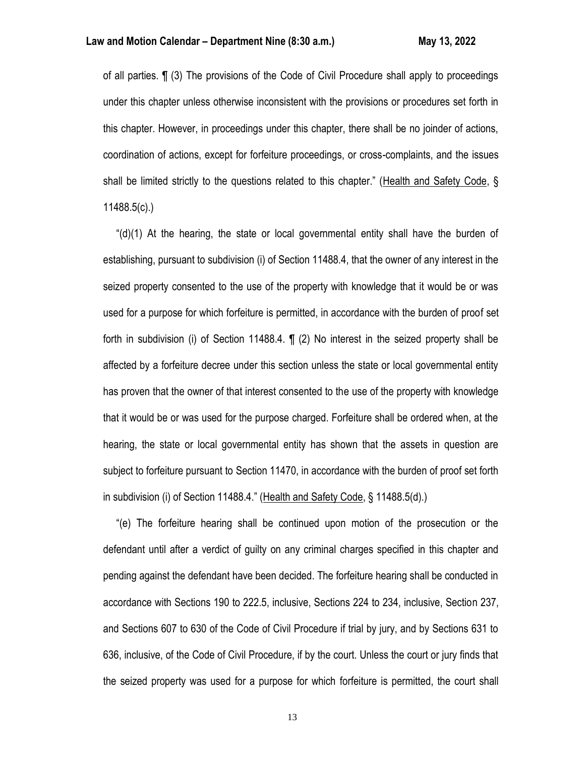of all parties. ¶ (3) The provisions of the Code of Civil Procedure shall apply to proceedings under this chapter unless otherwise inconsistent with the provisions or procedures set forth in this chapter. However, in proceedings under this chapter, there shall be no joinder of actions, coordination of actions, except for forfeiture proceedings, or cross-complaints, and the issues shall be limited strictly to the questions related to this chapter." (Health and Safety Code, § 11488.5(c).)

"(d)(1) At the hearing, the state or local governmental entity shall have the burden of establishing, pursuant to subdivision (i) of Section 11488.4, that the owner of any interest in the seized property consented to the use of the property with knowledge that it would be or was used for a purpose for which forfeiture is permitted, in accordance with the burden of proof set forth in subdivision (i) of Section 11488.4. ¶ (2) No interest in the seized property shall be affected by a forfeiture decree under this section unless the state or local governmental entity has proven that the owner of that interest consented to the use of the property with knowledge that it would be or was used for the purpose charged. Forfeiture shall be ordered when, at the hearing, the state or local governmental entity has shown that the assets in question are subject to forfeiture pursuant to Section 11470, in accordance with the burden of proof set forth in subdivision (i) of Section 11488.4." (Health and Safety Code, § 11488.5(d).)

"(e) The forfeiture hearing shall be continued upon motion of the prosecution or the defendant until after a verdict of guilty on any criminal charges specified in this chapter and pending against the defendant have been decided. The forfeiture hearing shall be conducted in accordance with Sections 190 to 222.5, inclusive, Sections 224 to 234, inclusive, Section 237, and Sections 607 to 630 of the Code of Civil Procedure if trial by jury, and by Sections 631 to 636, inclusive, of the Code of Civil Procedure, if by the court. Unless the court or jury finds that the seized property was used for a purpose for which forfeiture is permitted, the court shall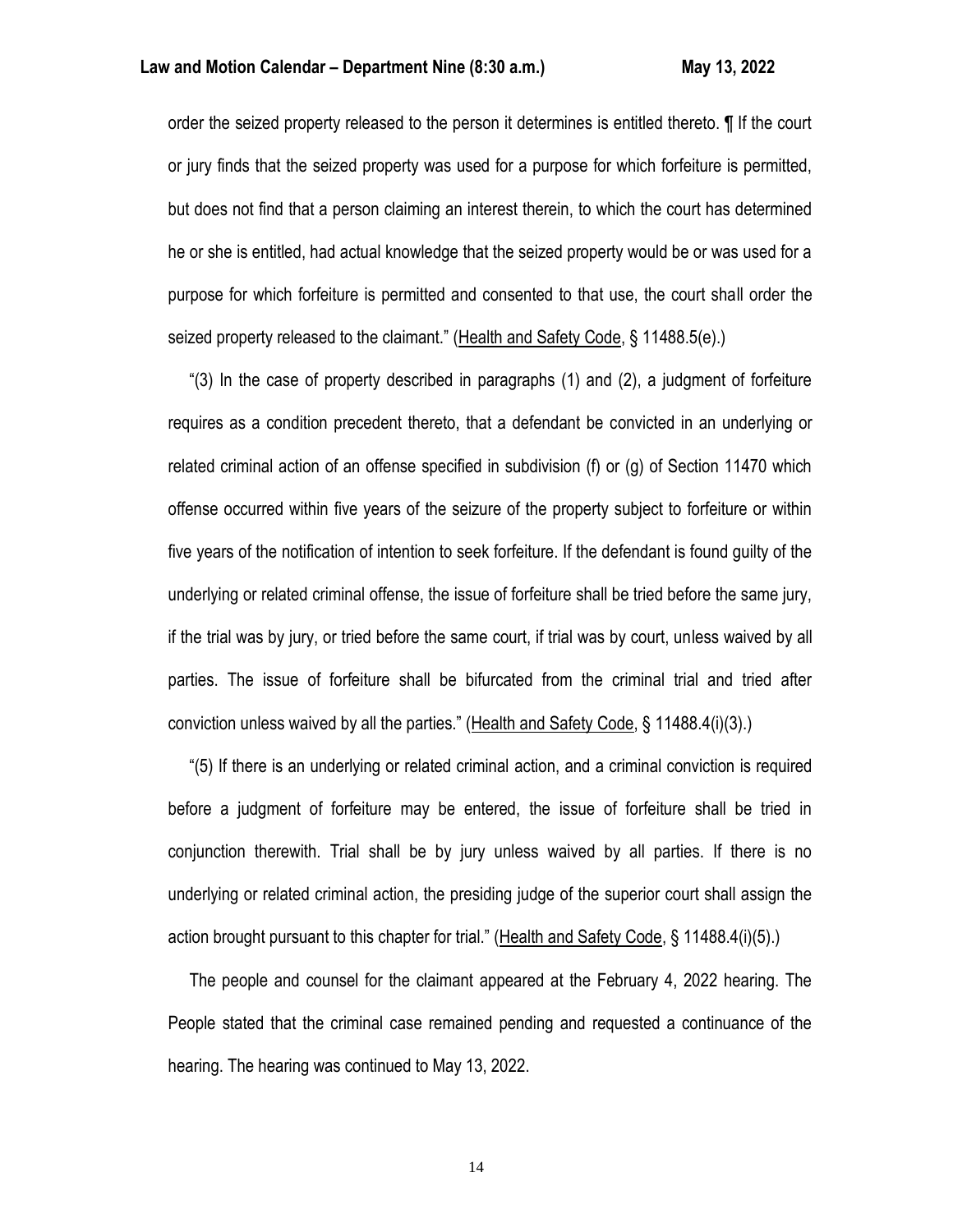order the seized property released to the person it determines is entitled thereto. ¶ If the court or jury finds that the seized property was used for a purpose for which forfeiture is permitted, but does not find that a person claiming an interest therein, to which the court has determined he or she is entitled, had actual knowledge that the seized property would be or was used for a purpose for which forfeiture is permitted and consented to that use, the court shall order the seized property released to the claimant." (Health and Safety Code, § 11488.5(e).)

"(3) In the case of property described in paragraphs (1) and (2), a judgment of forfeiture requires as a condition precedent thereto, that a defendant be convicted in an underlying or related criminal action of an offense specified in subdivision (f) or (g) of Section 11470 which offense occurred within five years of the seizure of the property subject to forfeiture or within five years of the notification of intention to seek forfeiture. If the defendant is found guilty of the underlying or related criminal offense, the issue of forfeiture shall be tried before the same jury, if the trial was by jury, or tried before the same court, if trial was by court, unless waived by all parties. The issue of forfeiture shall be bifurcated from the criminal trial and tried after conviction unless waived by all the parties." (Health and Safety Code, § 11488.4(i)(3).)

"(5) If there is an underlying or related criminal action, and a criminal conviction is required before a judgment of forfeiture may be entered, the issue of forfeiture shall be tried in conjunction therewith. Trial shall be by jury unless waived by all parties. If there is no underlying or related criminal action, the presiding judge of the superior court shall assign the action brought pursuant to this chapter for trial." (Health and Safety Code, § 11488.4(i)(5).)

The people and counsel for the claimant appeared at the February 4, 2022 hearing. The People stated that the criminal case remained pending and requested a continuance of the hearing. The hearing was continued to May 13, 2022.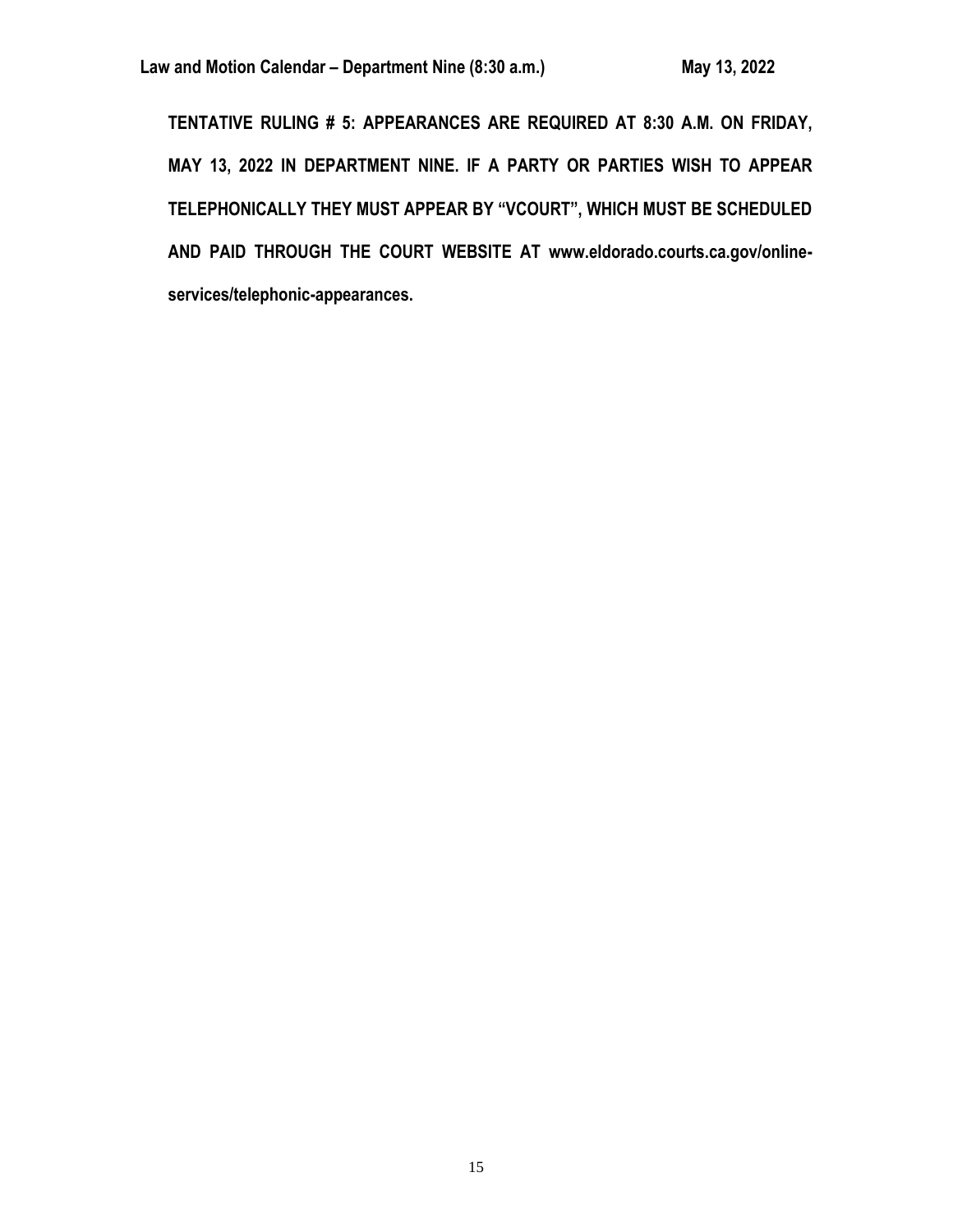**TENTATIVE RULING # 5: APPEARANCES ARE REQUIRED AT 8:30 A.M. ON FRIDAY, MAY 13, 2022 IN DEPARTMENT NINE. IF A PARTY OR PARTIES WISH TO APPEAR TELEPHONICALLY THEY MUST APPEAR BY "VCOURT", WHICH MUST BE SCHEDULED AND PAID THROUGH THE COURT WEBSITE AT www.eldorado.courts.ca.gov/online-services/telephonic-appearances.**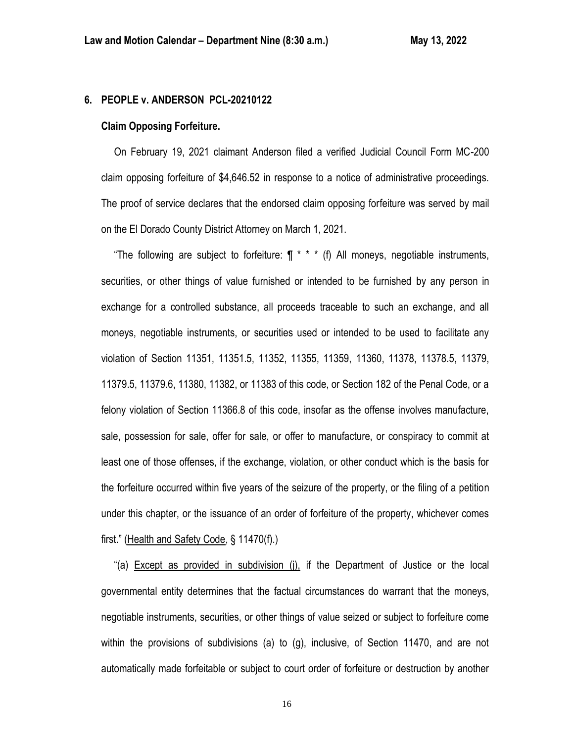## 6. PEOPLE v. ANDERSON PCL-20210122

### Claim Opposing Forfeiture.

On February 19, 2021 claimant Anderson filed a verified Judicial Council Form MC-200 claim opposing forfeiture of $4,646.52 in response to a notice of administrative proceedings. The proof of service declares that the endorsed claim opposing forfeiture was served by mail on the El Dorado County District Attorney on March 1, 2021.

"The following are subject to forfeiture: ¶ * * * (f) All moneys, negotiable instruments, securities, or other things of value furnished or intended to be furnished by any person in exchange for a controlled substance, all proceeds traceable to such an exchange, and all moneys, negotiable instruments, or securities used or intended to be used to facilitate any violation of Section 11351, 11351.5, 11352, 11355, 11359, 11360, 11378, 11378.5, 11379, 11379.5, 11379.6, 11380, 11382, or 11383 of this code, or Section 182 of the Penal Code, or a felony violation of Section 11366.8 of this code, insofar as the offense involves manufacture, sale, possession for sale, offer for sale, or offer to manufacture, or conspiracy to commit at least one of those offenses, if the exchange, violation, or other conduct which is the basis for the forfeiture occurred within five years of the seizure of the property, or the filing of a petition under this chapter, or the issuance of an order of forfeiture of the property, whichever comes first." (Health and Safety Code, § 11470(f).)

"(a) Except as provided in subdivision (j), if the Department of Justice or the local governmental entity determines that the factual circumstances do warrant that the moneys, negotiable instruments, securities, or other things of value seized or subject to forfeiture come within the provisions of subdivisions (a) to (g), inclusive, of Section 11470, and are not automatically made forfeitable or subject to court order of forfeiture or destruction by another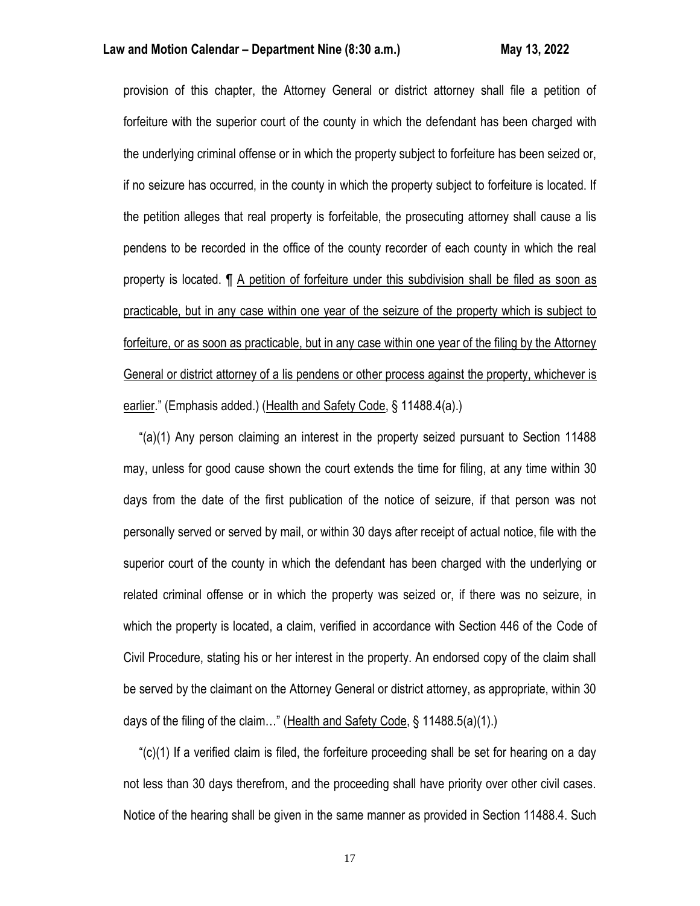provision of this chapter, the Attorney General or district attorney shall file a petition of forfeiture with the superior court of the county in which the defendant has been charged with the underlying criminal offense or in which the property subject to forfeiture has been seized or, if no seizure has occurred, in the county in which the property subject to forfeiture is located. If the petition alleges that real property is forfeitable, the prosecuting attorney shall cause a lis pendens to be recorded in the office of the county recorder of each county in which the real property is located. ¶ <u>A petition of forfeiture under this subdivision shall be filed as soon as practicable, but in any case within one year of the seizure of the property which is subject to forfeiture, or as soon as practicable, but in any case within one year of the filing by the Attorney General or district attorney of a lis pendens or other process against the property, whichever is earlier</u>." (Emphasis added.) (<u>Health and Safety Code</u>, § 11488.4(a).)

"(a)(1) Any person claiming an interest in the property seized pursuant to Section 11488 may, unless for good cause shown the court extends the time for filing, at any time within 30 days from the date of the first publication of the notice of seizure, if that person was not personally served or served by mail, or within 30 days after receipt of actual notice, file with the superior court of the county in which the defendant has been charged with the underlying or related criminal offense or in which the property was seized or, if there was no seizure, in which the property is located, a claim, verified in accordance with Section 446 of the Code of Civil Procedure, stating his or her interest in the property. An endorsed copy of the claim shall be served by the claimant on the Attorney General or district attorney, as appropriate, within 30 days of the filing of the claim…" (<u>Health and Safety Code</u>, § 11488.5(a)(1).)

"(c)(1) If a verified claim is filed, the forfeiture proceeding shall be set for hearing on a day not less than 30 days therefrom, and the proceeding shall have priority over other civil cases. Notice of the hearing shall be given in the same manner as provided in Section 11488.4. Such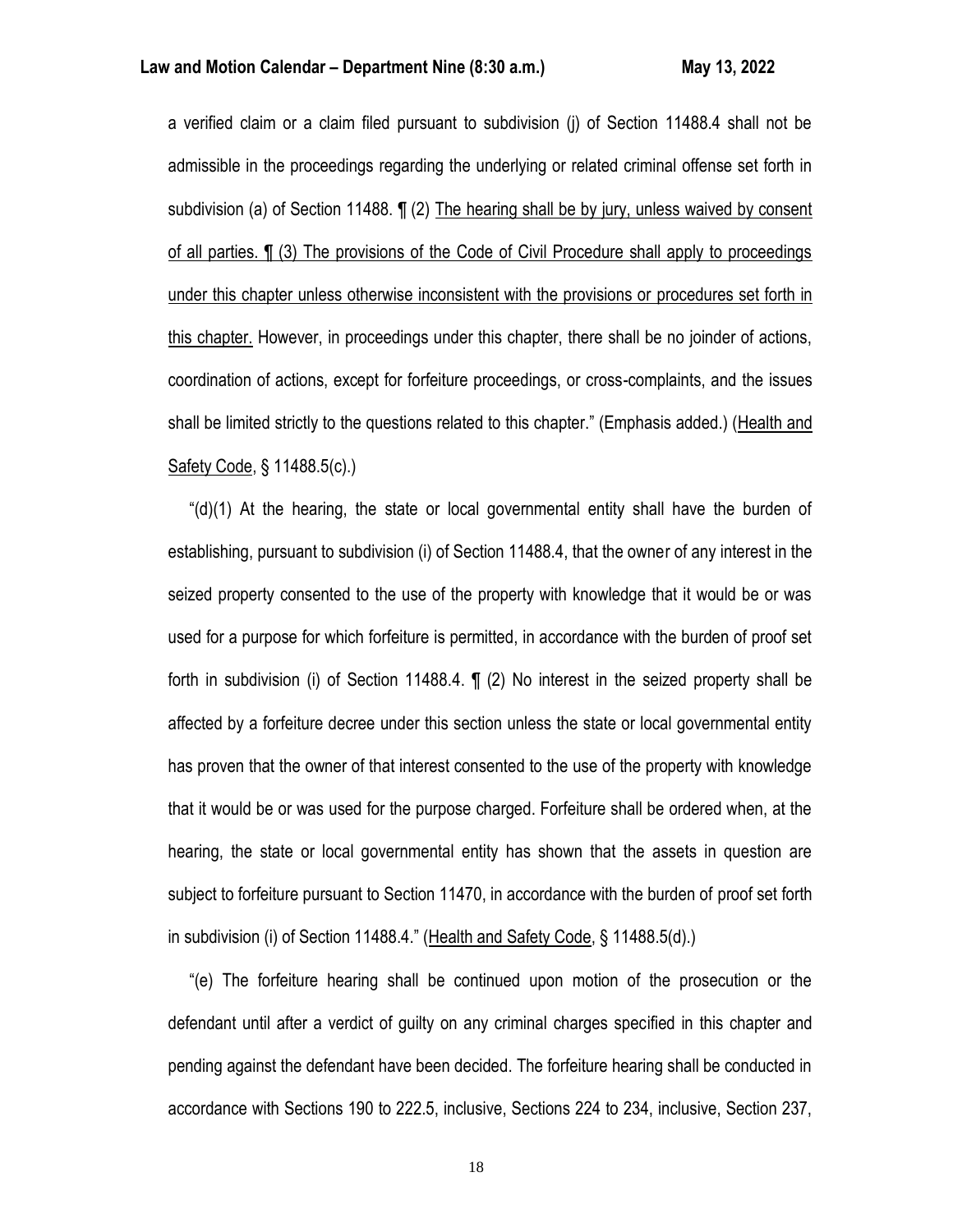a verified claim or a claim filed pursuant to subdivision (j) of Section 11488.4 shall not be admissible in the proceedings regarding the underlying or related criminal offense set forth in subdivision (a) of Section 11488. ¶ (2) <u>The hearing shall be by jury, unless waived by consent of all parties. ¶ (3) The provisions of the Code of Civil Procedure shall apply to proceedings under this chapter unless otherwise inconsistent with the provisions or procedures set forth in this chapter.</u> However, in proceedings under this chapter, there shall be no joinder of actions, coordination of actions, except for forfeiture proceedings, or cross-complaints, and the issues shall be limited strictly to the questions related to this chapter." (Emphasis added.) (<u>Health and Safety Code</u>, § 11488.5(c).)

"(d)(1) At the hearing, the state or local governmental entity shall have the burden of establishing, pursuant to subdivision (i) of Section 11488.4, that the owner of any interest in the seized property consented to the use of the property with knowledge that it would be or was used for a purpose for which forfeiture is permitted, in accordance with the burden of proof set forth in subdivision (i) of Section 11488.4. ¶ (2) No interest in the seized property shall be affected by a forfeiture decree under this section unless the state or local governmental entity has proven that the owner of that interest consented to the use of the property with knowledge that it would be or was used for the purpose charged. Forfeiture shall be ordered when, at the hearing, the state or local governmental entity has shown that the assets in question are subject to forfeiture pursuant to Section 11470, in accordance with the burden of proof set forth in subdivision (i) of Section 11488.4." (<u>Health and Safety Code</u>, § 11488.5(d).)

"(e) The forfeiture hearing shall be continued upon motion of the prosecution or the defendant until after a verdict of guilty on any criminal charges specified in this chapter and pending against the defendant have been decided. The forfeiture hearing shall be conducted in accordance with Sections 190 to 222.5, inclusive, Sections 224 to 234, inclusive, Section 237,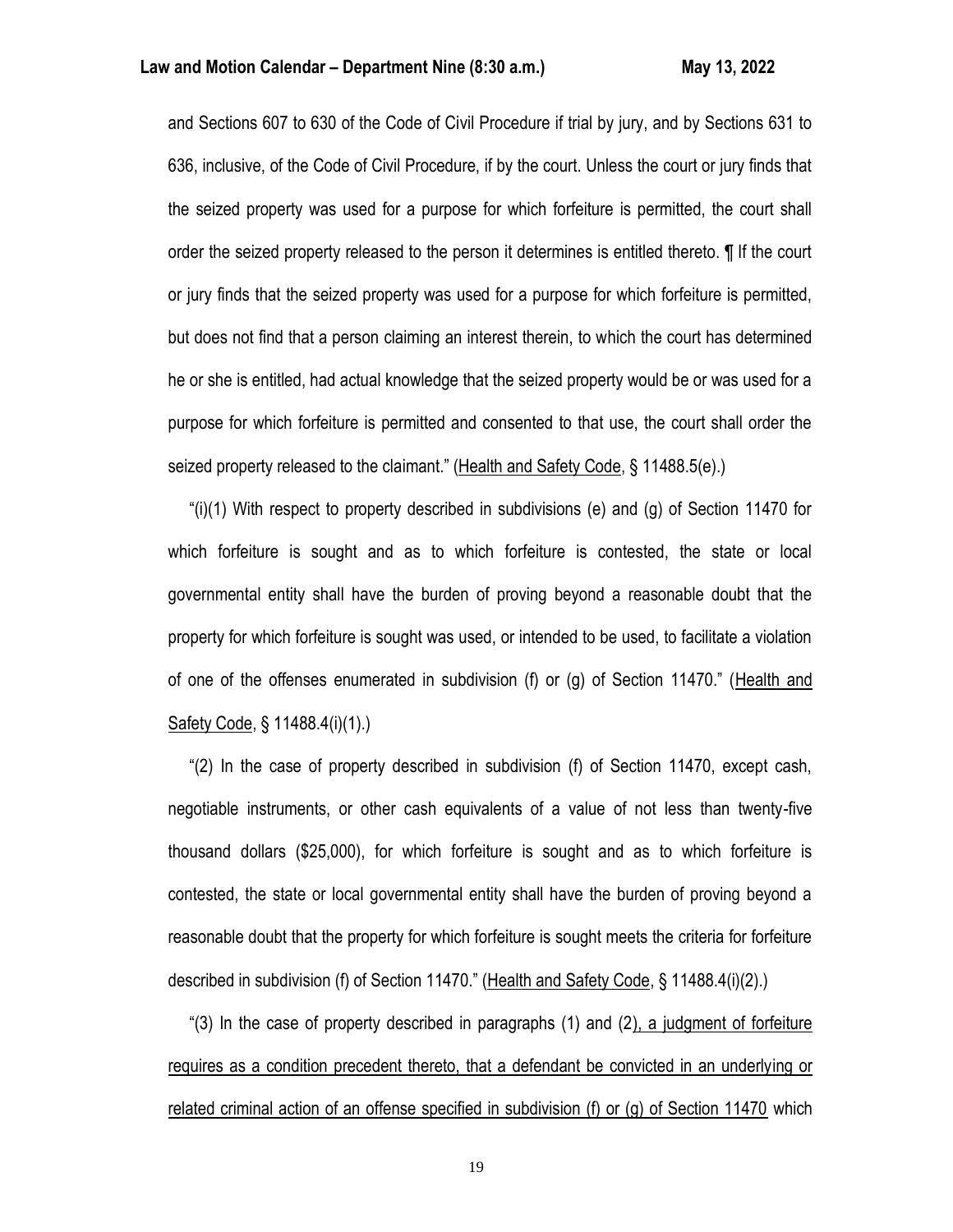and Sections 607 to 630 of the Code of Civil Procedure if trial by jury, and by Sections 631 to 636, inclusive, of the Code of Civil Procedure, if by the court. Unless the court or jury finds that the seized property was used for a purpose for which forfeiture is permitted, the court shall order the seized property released to the person it determines is entitled thereto. ¶ If the court or jury finds that the seized property was used for a purpose for which forfeiture is permitted, but does not find that a person claiming an interest therein, to which the court has determined he or she is entitled, had actual knowledge that the seized property would be or was used for a purpose for which forfeiture is permitted and consented to that use, the court shall order the seized property released to the claimant." (Health and Safety Code, § 11488.5(e).)

"(i)(1) With respect to property described in subdivisions (e) and (g) of Section 11470 for which forfeiture is sought and as to which forfeiture is contested, the state or local governmental entity shall have the burden of proving beyond a reasonable doubt that the property for which forfeiture is sought was used, or intended to be used, to facilitate a violation of one of the offenses enumerated in subdivision (f) or (g) of Section 11470." (Health and Safety Code, § 11488.4(i)(1).)

"(2) In the case of property described in subdivision (f) of Section 11470, except cash, negotiable instruments, or other cash equivalents of a value of not less than twenty-five thousand dollars ($25,000), for which forfeiture is sought and as to which forfeiture is contested, the state or local governmental entity shall have the burden of proving beyond a reasonable doubt that the property for which forfeiture is sought meets the criteria for forfeiture described in subdivision (f) of Section 11470." (Health and Safety Code, § 11488.4(i)(2).)

"(3) In the case of property described in paragraphs (1) and (2), a judgment of forfeiture requires as a condition precedent thereto, that a defendant be convicted in an underlying or related criminal action of an offense specified in subdivision (f) or (g) of Section 11470 which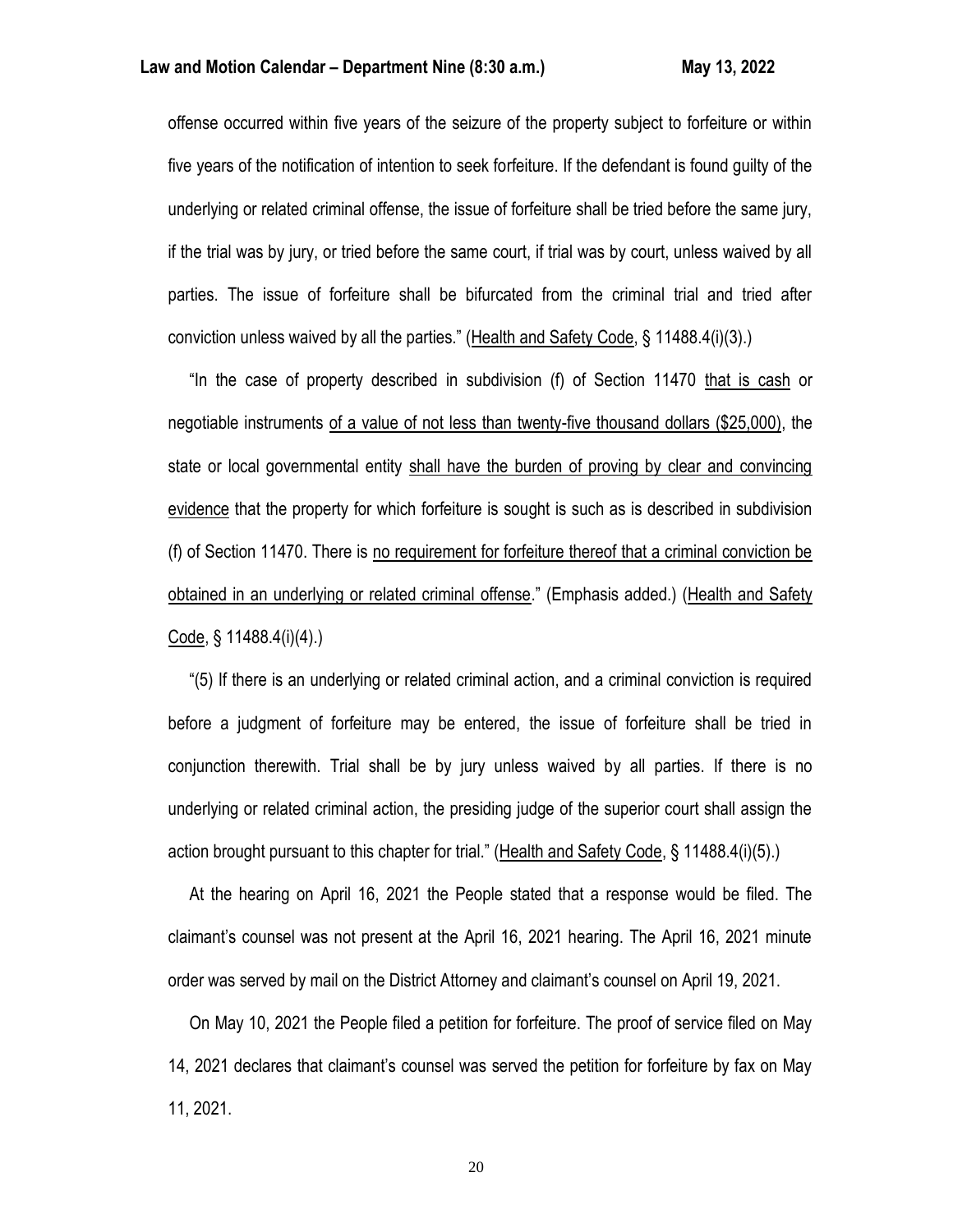offense occurred within five years of the seizure of the property subject to forfeiture or within five years of the notification of intention to seek forfeiture. If the defendant is found guilty of the underlying or related criminal offense, the issue of forfeiture shall be tried before the same jury, if the trial was by jury, or tried before the same court, if trial was by court, unless waived by all parties. The issue of forfeiture shall be bifurcated from the criminal trial and tried after conviction unless waived by all the parties." (Health and Safety Code, § 11488.4(i)(3).)

"In the case of property described in subdivision (f) of Section 11470 that is cash or negotiable instruments of a value of not less than twenty-five thousand dollars ($25,000), the state or local governmental entity shall have the burden of proving by clear and convincing evidence that the property for which forfeiture is sought is such as is described in subdivision (f) of Section 11470. There is no requirement for forfeiture thereof that a criminal conviction be obtained in an underlying or related criminal offense." (Emphasis added.) (Health and Safety Code, § 11488.4(i)(4).)

"(5) If there is an underlying or related criminal action, and a criminal conviction is required before a judgment of forfeiture may be entered, the issue of forfeiture shall be tried in conjunction therewith. Trial shall be by jury unless waived by all parties. If there is no underlying or related criminal action, the presiding judge of the superior court shall assign the action brought pursuant to this chapter for trial." (Health and Safety Code, § 11488.4(i)(5).)

At the hearing on April 16, 2021 the People stated that a response would be filed. The claimant's counsel was not present at the April 16, 2021 hearing. The April 16, 2021 minute order was served by mail on the District Attorney and claimant's counsel on April 19, 2021.

On May 10, 2021 the People filed a petition for forfeiture. The proof of service filed on May 14, 2021 declares that claimant's counsel was served the petition for forfeiture by fax on May 11, 2021.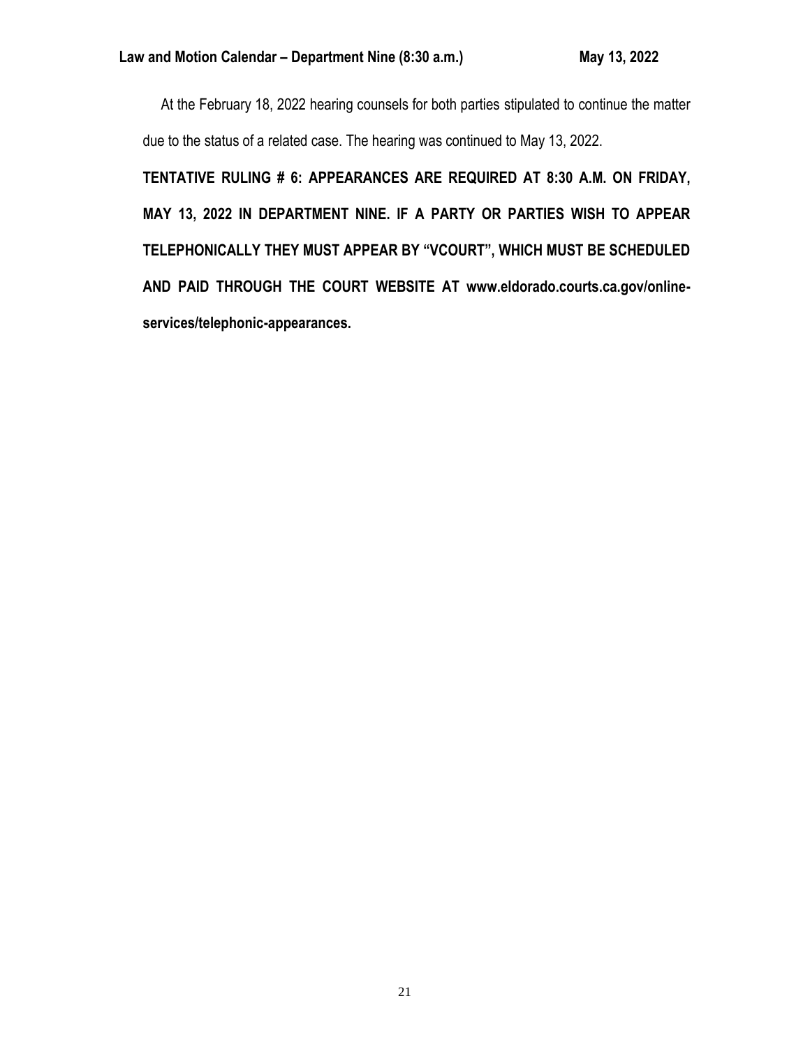At the February 18, 2022 hearing counsels for both parties stipulated to continue the matter due to the status of a related case. The hearing was continued to May 13, 2022.

**TENTATIVE RULING # 6: APPEARANCES ARE REQUIRED AT 8:30 A.M. ON FRIDAY, MAY 13, 2022 IN DEPARTMENT NINE. IF A PARTY OR PARTIES WISH TO APPEAR TELEPHONICALLY THEY MUST APPEAR BY "VCOURT", WHICH MUST BE SCHEDULED AND PAID THROUGH THE COURT WEBSITE AT www.eldorado.courts.ca.gov/online-services/telephonic-appearances.**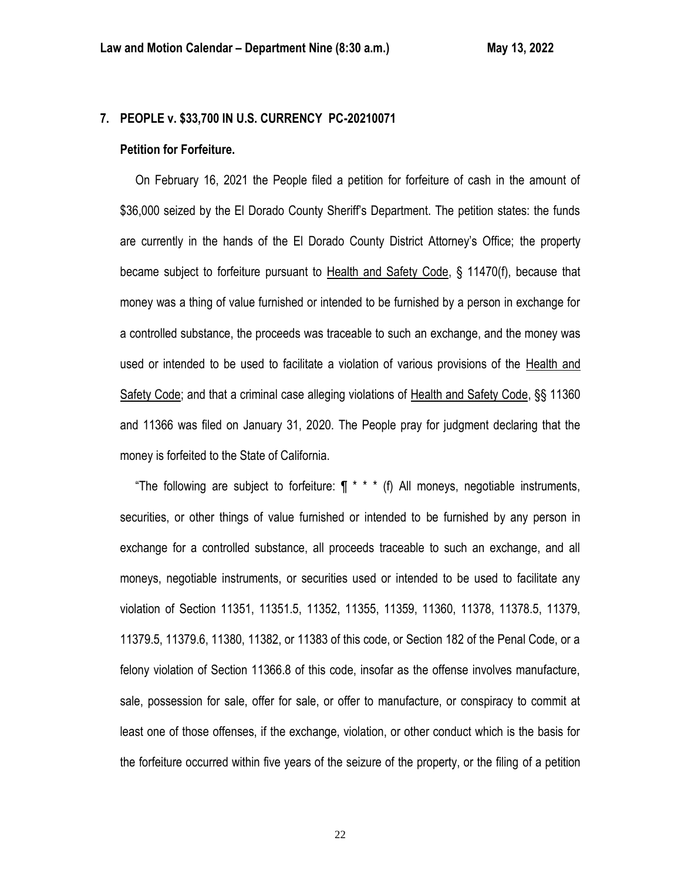## 7. PEOPLE v. $33,700 IN U.S. CURRENCY PC-20210071

**Petition for Forfeiture.**

On February 16, 2021 the People filed a petition for forfeiture of cash in the amount of $36,000 seized by the El Dorado County Sheriff's Department. The petition states: the funds are currently in the hands of the El Dorado County District Attorney's Office; the property became subject to forfeiture pursuant to Health and Safety Code, § 11470(f), because that money was a thing of value furnished or intended to be furnished by a person in exchange for a controlled substance, the proceeds was traceable to such an exchange, and the money was used or intended to be used to facilitate a violation of various provisions of the Health and Safety Code; and that a criminal case alleging violations of Health and Safety Code, §§ 11360 and 11366 was filed on January 31, 2020. The People pray for judgment declaring that the money is forfeited to the State of California.

"The following are subject to forfeiture: ¶ * * * (f) All moneys, negotiable instruments, securities, or other things of value furnished or intended to be furnished by any person in exchange for a controlled substance, all proceeds traceable to such an exchange, and all moneys, negotiable instruments, or securities used or intended to be used to facilitate any violation of Section 11351, 11351.5, 11352, 11355, 11359, 11360, 11378, 11378.5, 11379, 11379.5, 11379.6, 11380, 11382, or 11383 of this code, or Section 182 of the Penal Code, or a felony violation of Section 11366.8 of this code, insofar as the offense involves manufacture, sale, possession for sale, offer for sale, or offer to manufacture, or conspiracy to commit at least one of those offenses, if the exchange, violation, or other conduct which is the basis for the forfeiture occurred within five years of the seizure of the property, or the filing of a petition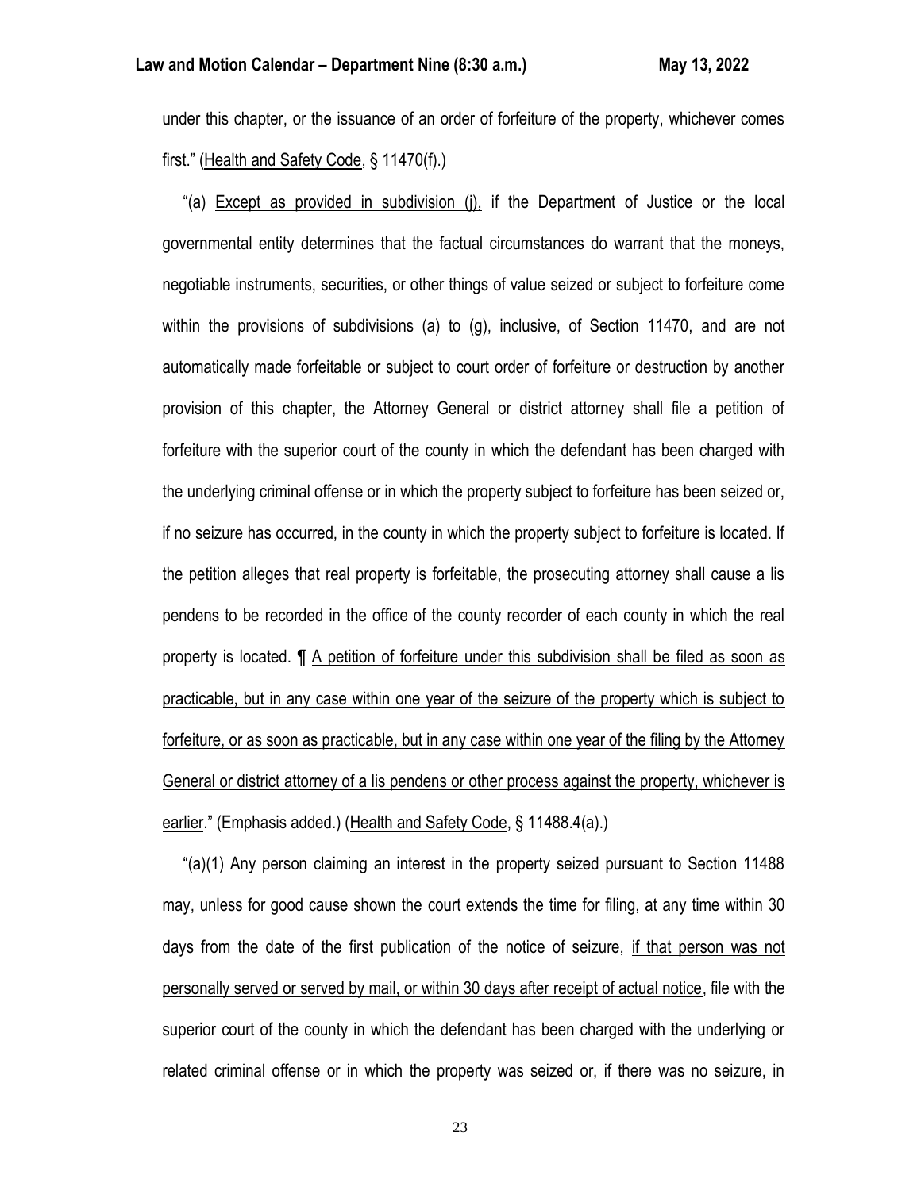under this chapter, or the issuance of an order of forfeiture of the property, whichever comes first." (<u>Health and Safety Code</u>, § 11470(f).)

"(a) <u>Except as provided in subdivision (j),</u> if the Department of Justice or the local governmental entity determines that the factual circumstances do warrant that the moneys, negotiable instruments, securities, or other things of value seized or subject to forfeiture come within the provisions of subdivisions (a) to (g), inclusive, of Section 11470, and are not automatically made forfeitable or subject to court order of forfeiture or destruction by another provision of this chapter, the Attorney General or district attorney shall file a petition of forfeiture with the superior court of the county in which the defendant has been charged with the underlying criminal offense or in which the property subject to forfeiture has been seized or, if no seizure has occurred, in the county in which the property subject to forfeiture is located. If the petition alleges that real property is forfeitable, the prosecuting attorney shall cause a lis pendens to be recorded in the office of the county recorder of each county in which the real property is located. ¶ <u>A petition of forfeiture under this subdivision shall be filed as soon as practicable, but in any case within one year of the seizure of the property which is subject to forfeiture, or as soon as practicable, but in any case within one year of the filing by the Attorney General or district attorney of a lis pendens or other process against the property, whichever is earlier</u>." (Emphasis added.) (<u>Health and Safety Code</u>, § 11488.4(a).)

"(a)(1) Any person claiming an interest in the property seized pursuant to Section 11488 may, unless for good cause shown the court extends the time for filing, at any time within 30 days from the date of the first publication of the notice of seizure, <u>if that person was not personally served or served by mail, or within 30 days after receipt of actual notice</u>, file with the superior court of the county in which the defendant has been charged with the underlying or related criminal offense or in which the property was seized or, if there was no seizure, in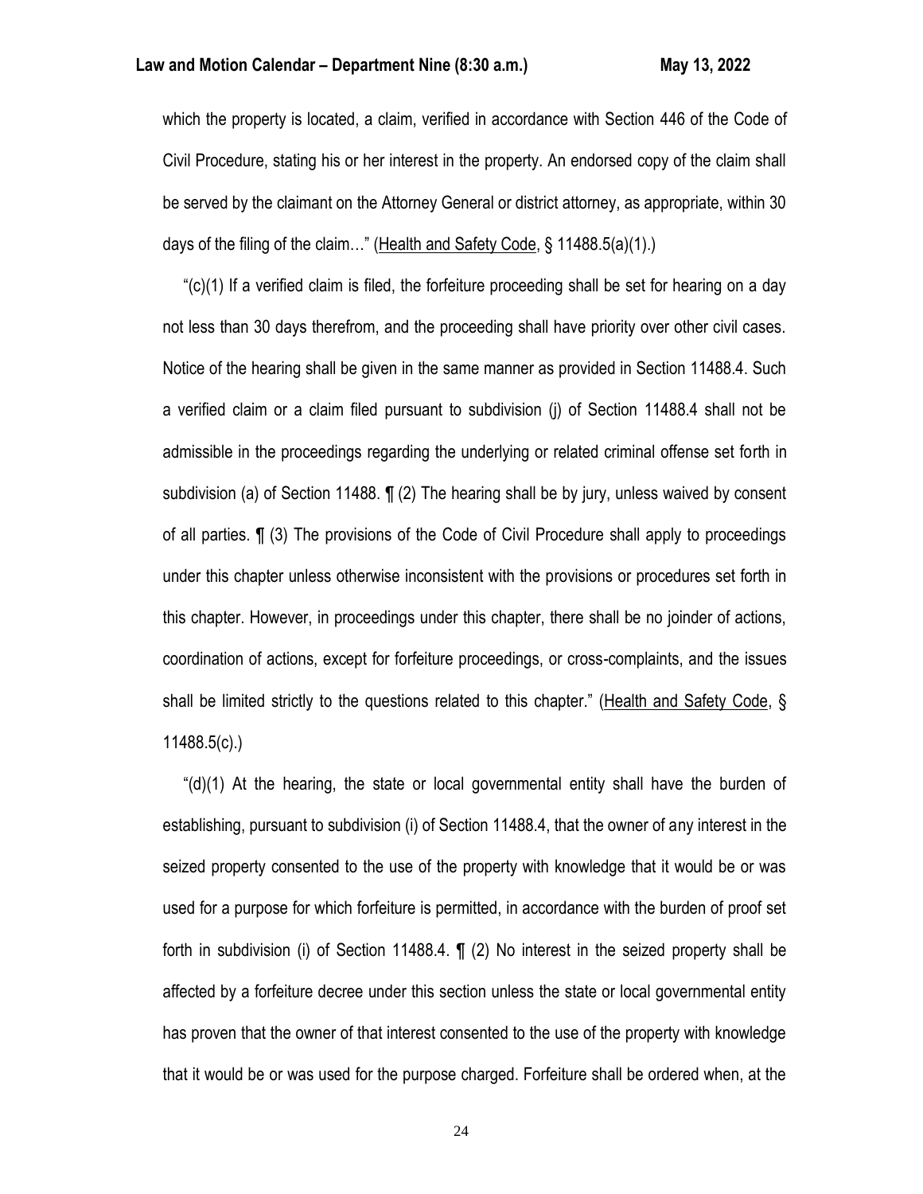which the property is located, a claim, verified in accordance with Section 446 of the Code of Civil Procedure, stating his or her interest in the property. An endorsed copy of the claim shall be served by the claimant on the Attorney General or district attorney, as appropriate, within 30 days of the filing of the claim…" (Health and Safety Code, § 11488.5(a)(1).)

"(c)(1) If a verified claim is filed, the forfeiture proceeding shall be set for hearing on a day not less than 30 days therefrom, and the proceeding shall have priority over other civil cases. Notice of the hearing shall be given in the same manner as provided in Section 11488.4. Such a verified claim or a claim filed pursuant to subdivision (j) of Section 11488.4 shall not be admissible in the proceedings regarding the underlying or related criminal offense set forth in subdivision (a) of Section 11488. ¶ (2) The hearing shall be by jury, unless waived by consent of all parties. ¶ (3) The provisions of the Code of Civil Procedure shall apply to proceedings under this chapter unless otherwise inconsistent with the provisions or procedures set forth in this chapter. However, in proceedings under this chapter, there shall be no joinder of actions, coordination of actions, except for forfeiture proceedings, or cross-complaints, and the issues shall be limited strictly to the questions related to this chapter." (Health and Safety Code, § 11488.5(c).)

"(d)(1) At the hearing, the state or local governmental entity shall have the burden of establishing, pursuant to subdivision (i) of Section 11488.4, that the owner of any interest in the seized property consented to the use of the property with knowledge that it would be or was used for a purpose for which forfeiture is permitted, in accordance with the burden of proof set forth in subdivision (i) of Section 11488.4. ¶ (2) No interest in the seized property shall be affected by a forfeiture decree under this section unless the state or local governmental entity has proven that the owner of that interest consented to the use of the property with knowledge that it would be or was used for the purpose charged. Forfeiture shall be ordered when, at the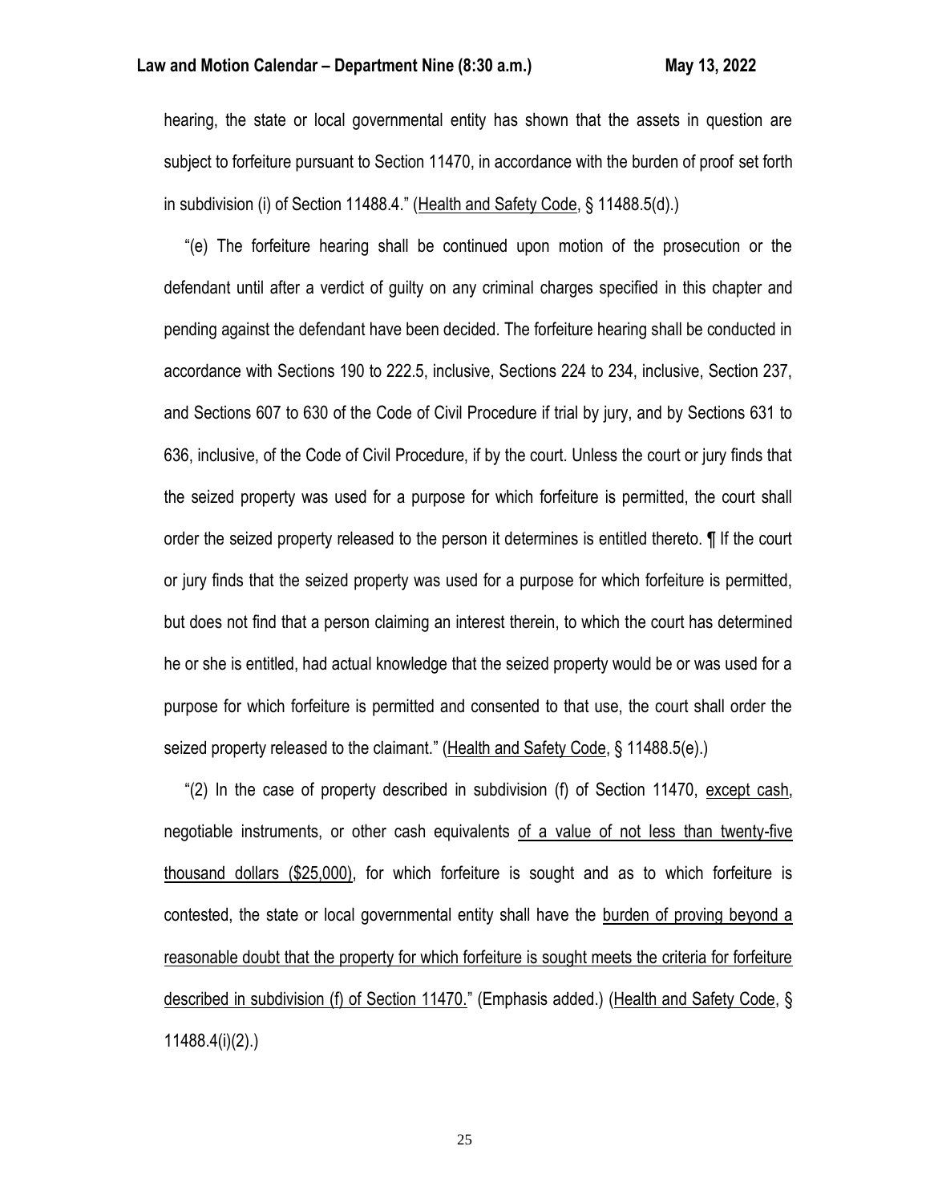hearing, the state or local governmental entity has shown that the assets in question are subject to forfeiture pursuant to Section 11470, in accordance with the burden of proof set forth in subdivision (i) of Section 11488.4." (Health and Safety Code, § 11488.5(d).)

"(e) The forfeiture hearing shall be continued upon motion of the prosecution or the defendant until after a verdict of guilty on any criminal charges specified in this chapter and pending against the defendant have been decided. The forfeiture hearing shall be conducted in accordance with Sections 190 to 222.5, inclusive, Sections 224 to 234, inclusive, Section 237, and Sections 607 to 630 of the Code of Civil Procedure if trial by jury, and by Sections 631 to 636, inclusive, of the Code of Civil Procedure, if by the court. Unless the court or jury finds that the seized property was used for a purpose for which forfeiture is permitted, the court shall order the seized property released to the person it determines is entitled thereto. ¶ If the court or jury finds that the seized property was used for a purpose for which forfeiture is permitted, but does not find that a person claiming an interest therein, to which the court has determined he or she is entitled, had actual knowledge that the seized property would be or was used for a purpose for which forfeiture is permitted and consented to that use, the court shall order the seized property released to the claimant." (Health and Safety Code, § 11488.5(e).)

"(2) In the case of property described in subdivision (f) of Section 11470, except cash, negotiable instruments, or other cash equivalents of a value of not less than twenty-five thousand dollars ($25,000), for which forfeiture is sought and as to which forfeiture is contested, the state or local governmental entity shall have the burden of proving beyond a reasonable doubt that the property for which forfeiture is sought meets the criteria for forfeiture described in subdivision (f) of Section 11470." (Emphasis added.) (Health and Safety Code, § 11488.4(i)(2).)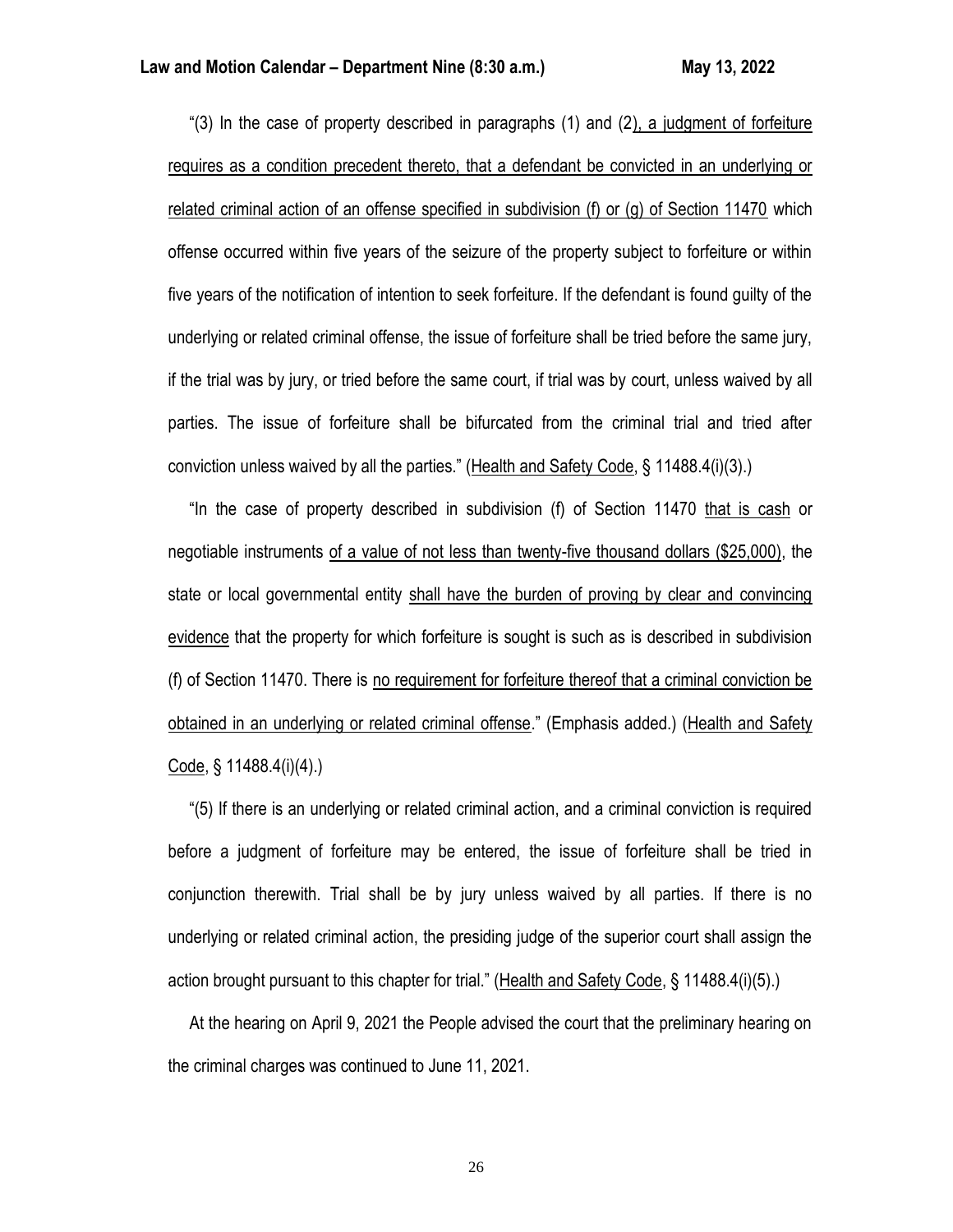"(3) In the case of property described in paragraphs (1) and (2), a judgment of forfeiture requires as a condition precedent thereto, that a defendant be convicted in an underlying or related criminal action of an offense specified in subdivision (f) or (g) of Section 11470 which offense occurred within five years of the seizure of the property subject to forfeiture or within five years of the notification of intention to seek forfeiture. If the defendant is found guilty of the underlying or related criminal offense, the issue of forfeiture shall be tried before the same jury, if the trial was by jury, or tried before the same court, if trial was by court, unless waived by all parties. The issue of forfeiture shall be bifurcated from the criminal trial and tried after conviction unless waived by all the parties." (Health and Safety Code, § 11488.4(i)(3).)

"In the case of property described in subdivision (f) of Section 11470 that is cash or negotiable instruments of a value of not less than twenty-five thousand dollars ($25,000), the state or local governmental entity shall have the burden of proving by clear and convincing evidence that the property for which forfeiture is sought is such as is described in subdivision (f) of Section 11470. There is no requirement for forfeiture thereof that a criminal conviction be obtained in an underlying or related criminal offense." (Emphasis added.) (Health and Safety Code, § 11488.4(i)(4).)

"(5) If there is an underlying or related criminal action, and a criminal conviction is required before a judgment of forfeiture may be entered, the issue of forfeiture shall be tried in conjunction therewith. Trial shall be by jury unless waived by all parties. If there is no underlying or related criminal action, the presiding judge of the superior court shall assign the action brought pursuant to this chapter for trial." (Health and Safety Code, § 11488.4(i)(5).)

At the hearing on April 9, 2021 the People advised the court that the preliminary hearing on the criminal charges was continued to June 11, 2021.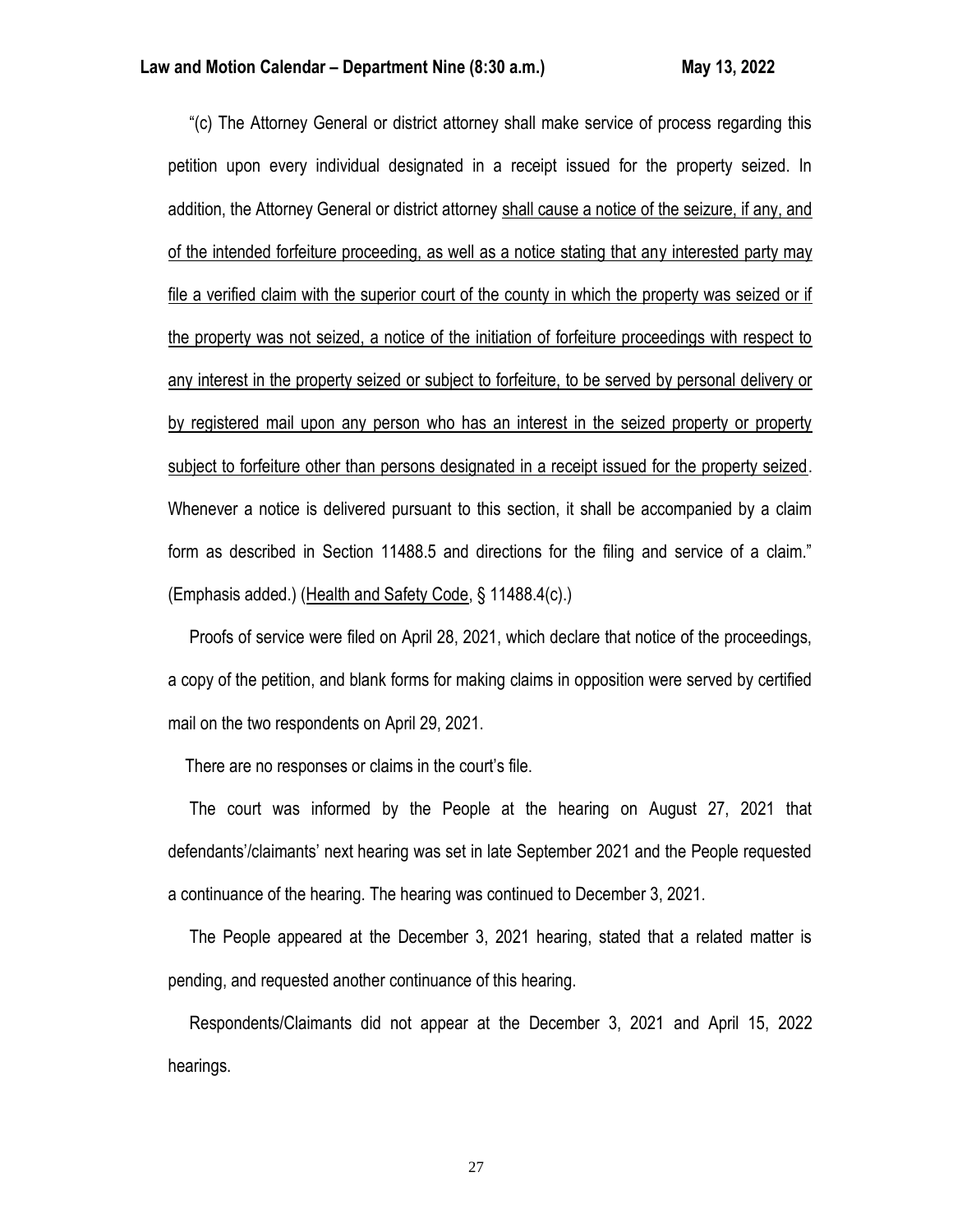"(c) The Attorney General or district attorney shall make service of process regarding this petition upon every individual designated in a receipt issued for the property seized. In addition, the Attorney General or district attorney <u>shall cause a notice of the seizure, if any, and of the intended forfeiture proceeding, as well as a notice stating that any interested party may file a verified claim with the superior court of the county in which the property was seized or if the property was not seized, a notice of the initiation of forfeiture proceedings with respect to any interest in the property seized or subject to forfeiture, to be served by personal delivery or by registered mail upon any person who has an interest in the seized property or property subject to forfeiture other than persons designated in a receipt issued for the property seized</u>. Whenever a notice is delivered pursuant to this section, it shall be accompanied by a claim form as described in Section 11488.5 and directions for the filing and service of a claim." (Emphasis added.) (<u>Health and Safety Code</u>, § 11488.4(c).)

Proofs of service were filed on April 28, 2021, which declare that notice of the proceedings, a copy of the petition, and blank forms for making claims in opposition were served by certified mail on the two respondents on April 29, 2021.

There are no responses or claims in the court's file.

The court was informed by the People at the hearing on August 27, 2021 that defendants'/claimants' next hearing was set in late September 2021 and the People requested a continuance of the hearing. The hearing was continued to December 3, 2021.

The People appeared at the December 3, 2021 hearing, stated that a related matter is pending, and requested another continuance of this hearing.

Respondents/Claimants did not appear at the December 3, 2021 and April 15, 2022 hearings.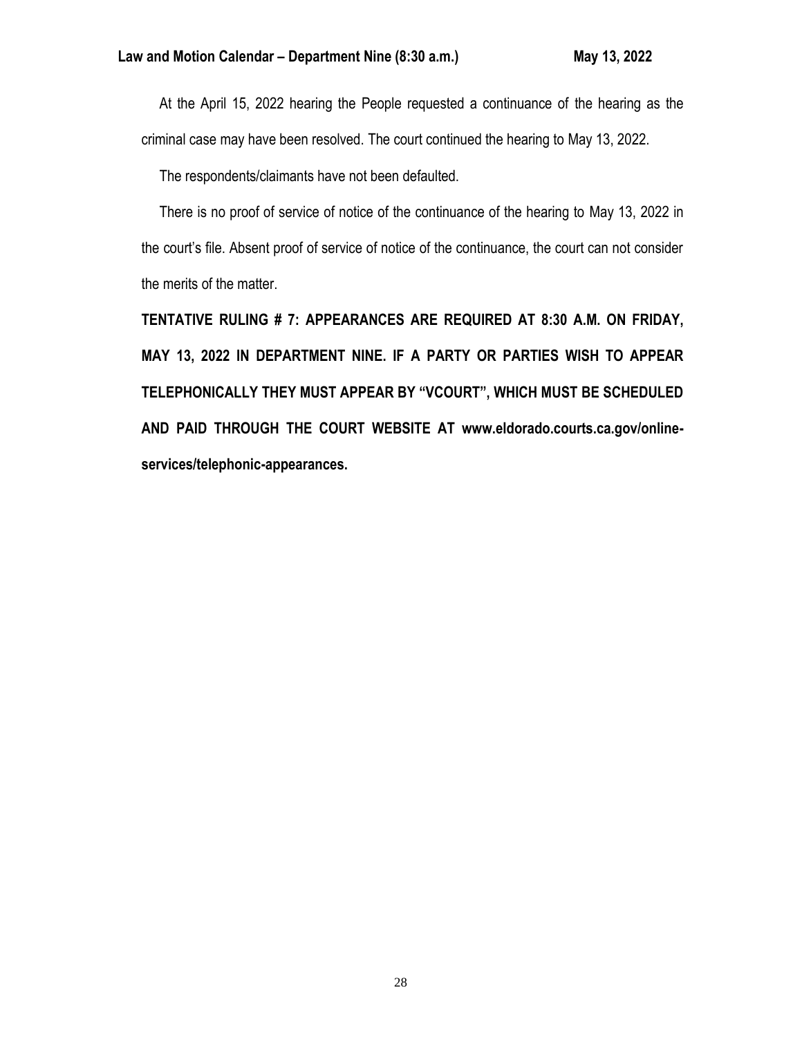At the April 15, 2022 hearing the People requested a continuance of the hearing as the criminal case may have been resolved. The court continued the hearing to May 13, 2022.

The respondents/claimants have not been defaulted.

There is no proof of service of notice of the continuance of the hearing to May 13, 2022 in the court's file. Absent proof of service of notice of the continuance, the court can not consider the merits of the matter.

**TENTATIVE RULING # 7: APPEARANCES ARE REQUIRED AT 8:30 A.M. ON FRIDAY, MAY 13, 2022 IN DEPARTMENT NINE. IF A PARTY OR PARTIES WISH TO APPEAR TELEPHONICALLY THEY MUST APPEAR BY "VCOURT", WHICH MUST BE SCHEDULED AND PAID THROUGH THE COURT WEBSITE AT www.eldorado.courts.ca.gov/online-services/telephonic-appearances.**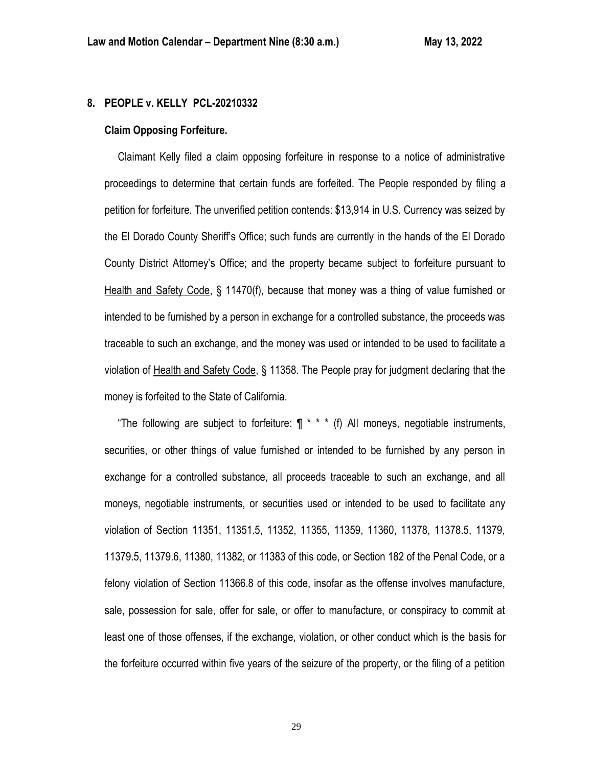## 8. PEOPLE v. KELLY PCL-20210332

### Claim Opposing Forfeiture.

Claimant Kelly filed a claim opposing forfeiture in response to a notice of administrative proceedings to determine that certain funds are forfeited. The People responded by filing a petition for forfeiture. The unverified petition contends: $13,914 in U.S. Currency was seized by the El Dorado County Sheriff's Office; such funds are currently in the hands of the El Dorado County District Attorney's Office; and the property became subject to forfeiture pursuant to Health and Safety Code, § 11470(f), because that money was a thing of value furnished or intended to be furnished by a person in exchange for a controlled substance, the proceeds was traceable to such an exchange, and the money was used or intended to be used to facilitate a violation of Health and Safety Code, § 11358. The People pray for judgment declaring that the money is forfeited to the State of California.

"The following are subject to forfeiture: ¶ * * * (f) All moneys, negotiable instruments, securities, or other things of value furnished or intended to be furnished by any person in exchange for a controlled substance, all proceeds traceable to such an exchange, and all moneys, negotiable instruments, or securities used or intended to be used to facilitate any violation of Section 11351, 11351.5, 11352, 11355, 11359, 11360, 11378, 11378.5, 11379, 11379.5, 11379.6, 11380, 11382, or 11383 of this code, or Section 182 of the Penal Code, or a felony violation of Section 11366.8 of this code, insofar as the offense involves manufacture, sale, possession for sale, offer for sale, or offer to manufacture, or conspiracy to commit at least one of those offenses, if the exchange, violation, or other conduct which is the basis for the forfeiture occurred within five years of the seizure of the property, or the filing of a petition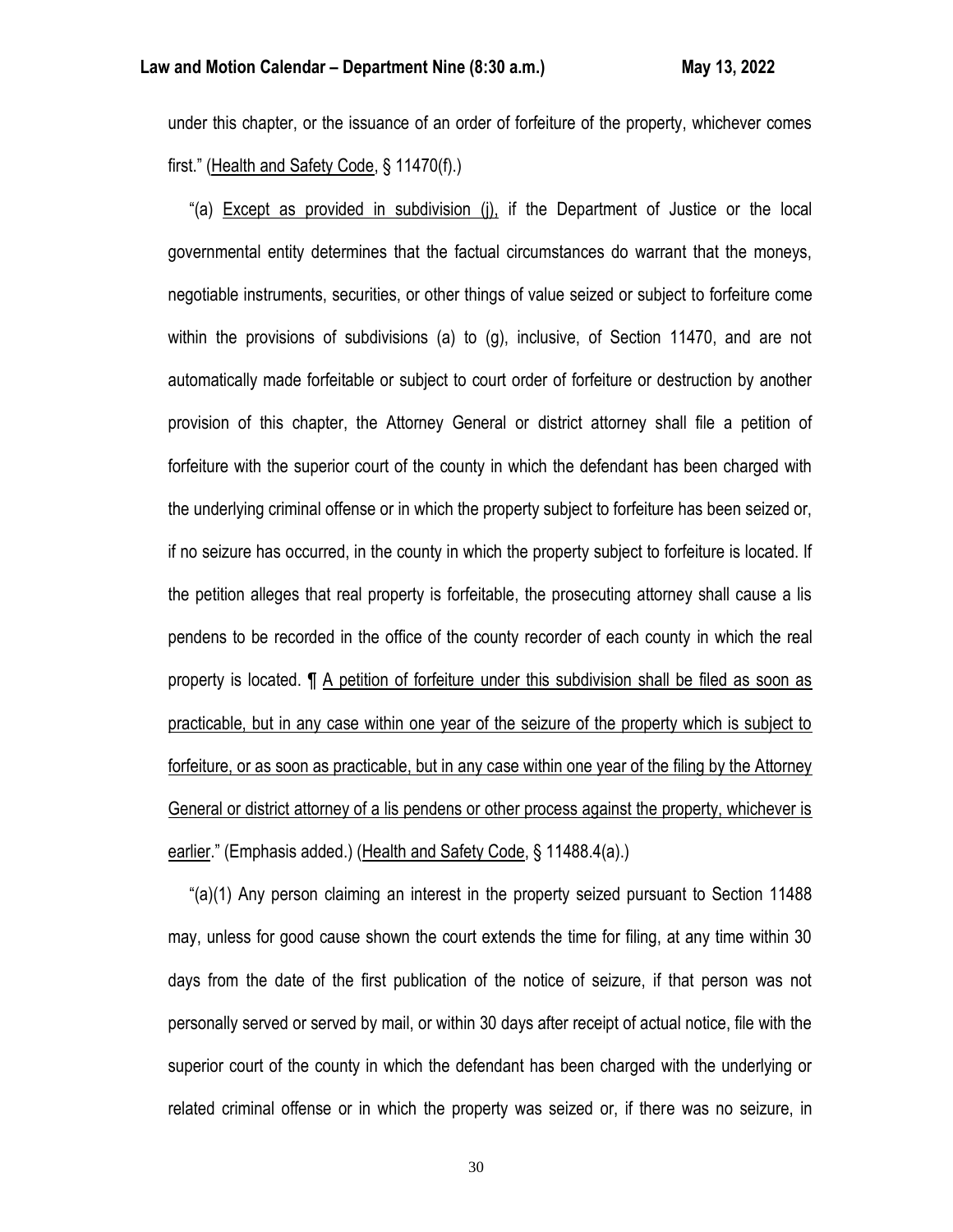under this chapter, or the issuance of an order of forfeiture of the property, whichever comes first." (<u>Health and Safety Code</u>, § 11470(f).)

"(a) <u>Except as provided in subdivision (j),</u> if the Department of Justice or the local governmental entity determines that the factual circumstances do warrant that the moneys, negotiable instruments, securities, or other things of value seized or subject to forfeiture come within the provisions of subdivisions (a) to (g), inclusive, of Section 11470, and are not automatically made forfeitable or subject to court order of forfeiture or destruction by another provision of this chapter, the Attorney General or district attorney shall file a petition of forfeiture with the superior court of the county in which the defendant has been charged with the underlying criminal offense or in which the property subject to forfeiture has been seized or, if no seizure has occurred, in the county in which the property subject to forfeiture is located. If the petition alleges that real property is forfeitable, the prosecuting attorney shall cause a lis pendens to be recorded in the office of the county recorder of each county in which the real property is located. ¶ <u>A petition of forfeiture under this subdivision shall be filed as soon as practicable, but in any case within one year of the seizure of the property which is subject to forfeiture, or as soon as practicable, but in any case within one year of the filing by the Attorney General or district attorney of a lis pendens or other process against the property, whichever is earlier</u>." (Emphasis added.) (<u>Health and Safety Code</u>, § 11488.4(a).)

"(a)(1) Any person claiming an interest in the property seized pursuant to Section 11488 may, unless for good cause shown the court extends the time for filing, at any time within 30 days from the date of the first publication of the notice of seizure, if that person was not personally served or served by mail, or within 30 days after receipt of actual notice, file with the superior court of the county in which the defendant has been charged with the underlying or related criminal offense or in which the property was seized or, if there was no seizure, in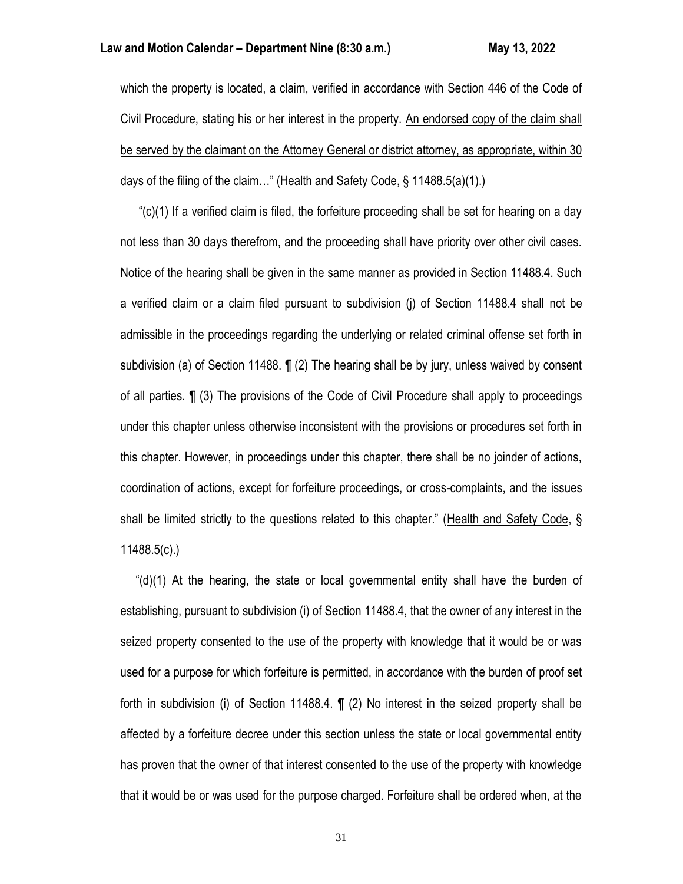which the property is located, a claim, verified in accordance with Section 446 of the Code of Civil Procedure, stating his or her interest in the property. <u>An endorsed copy of the claim shall be served by the claimant on the Attorney General or district attorney, as appropriate, within 30 days of the filing of the claim</u>…" (<u>Health and Safety Code</u>, § 11488.5(a)(1).)

"(c)(1) If a verified claim is filed, the forfeiture proceeding shall be set for hearing on a day not less than 30 days therefrom, and the proceeding shall have priority over other civil cases. Notice of the hearing shall be given in the same manner as provided in Section 11488.4. Such a verified claim or a claim filed pursuant to subdivision (j) of Section 11488.4 shall not be admissible in the proceedings regarding the underlying or related criminal offense set forth in subdivision (a) of Section 11488. ¶ (2) The hearing shall be by jury, unless waived by consent of all parties. ¶ (3) The provisions of the Code of Civil Procedure shall apply to proceedings under this chapter unless otherwise inconsistent with the provisions or procedures set forth in this chapter. However, in proceedings under this chapter, there shall be no joinder of actions, coordination of actions, except for forfeiture proceedings, or cross-complaints, and the issues shall be limited strictly to the questions related to this chapter." (<u>Health and Safety Code</u>, § 11488.5(c).)

"(d)(1) At the hearing, the state or local governmental entity shall have the burden of establishing, pursuant to subdivision (i) of Section 11488.4, that the owner of any interest in the seized property consented to the use of the property with knowledge that it would be or was used for a purpose for which forfeiture is permitted, in accordance with the burden of proof set forth in subdivision (i) of Section 11488.4. ¶ (2) No interest in the seized property shall be affected by a forfeiture decree under this section unless the state or local governmental entity has proven that the owner of that interest consented to the use of the property with knowledge that it would be or was used for the purpose charged. Forfeiture shall be ordered when, at the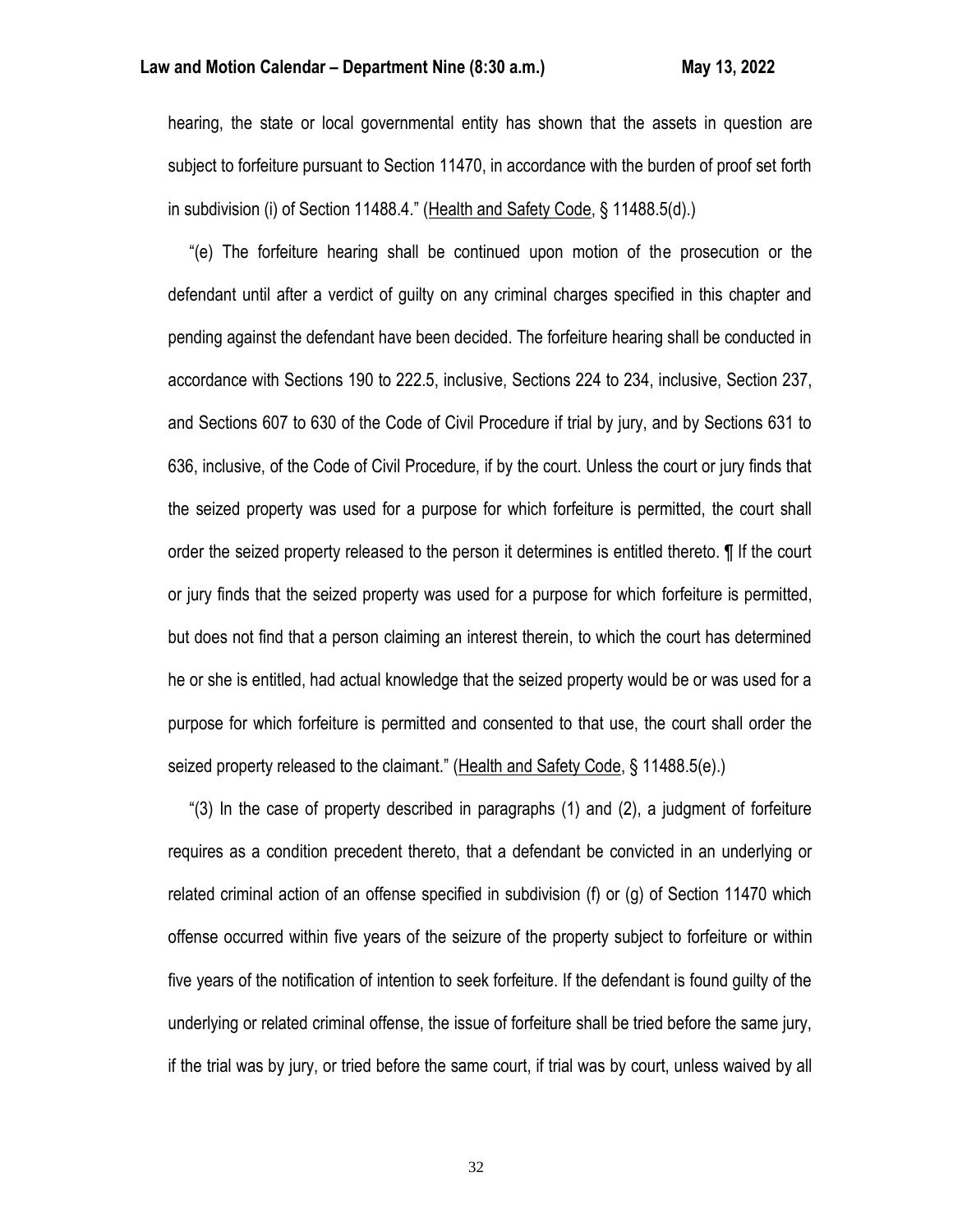hearing, the state or local governmental entity has shown that the assets in question are subject to forfeiture pursuant to Section 11470, in accordance with the burden of proof set forth in subdivision (i) of Section 11488.4." (Health and Safety Code, § 11488.5(d).)

"(e) The forfeiture hearing shall be continued upon motion of the prosecution or the defendant until after a verdict of guilty on any criminal charges specified in this chapter and pending against the defendant have been decided. The forfeiture hearing shall be conducted in accordance with Sections 190 to 222.5, inclusive, Sections 224 to 234, inclusive, Section 237, and Sections 607 to 630 of the Code of Civil Procedure if trial by jury, and by Sections 631 to 636, inclusive, of the Code of Civil Procedure, if by the court. Unless the court or jury finds that the seized property was used for a purpose for which forfeiture is permitted, the court shall order the seized property released to the person it determines is entitled thereto. ¶ If the court or jury finds that the seized property was used for a purpose for which forfeiture is permitted, but does not find that a person claiming an interest therein, to which the court has determined he or she is entitled, had actual knowledge that the seized property would be or was used for a purpose for which forfeiture is permitted and consented to that use, the court shall order the seized property released to the claimant." (Health and Safety Code, § 11488.5(e).)

"(3) In the case of property described in paragraphs (1) and (2), a judgment of forfeiture requires as a condition precedent thereto, that a defendant be convicted in an underlying or related criminal action of an offense specified in subdivision (f) or (g) of Section 11470 which offense occurred within five years of the seizure of the property subject to forfeiture or within five years of the notification of intention to seek forfeiture. If the defendant is found guilty of the underlying or related criminal offense, the issue of forfeiture shall be tried before the same jury, if the trial was by jury, or tried before the same court, if trial was by court, unless waived by all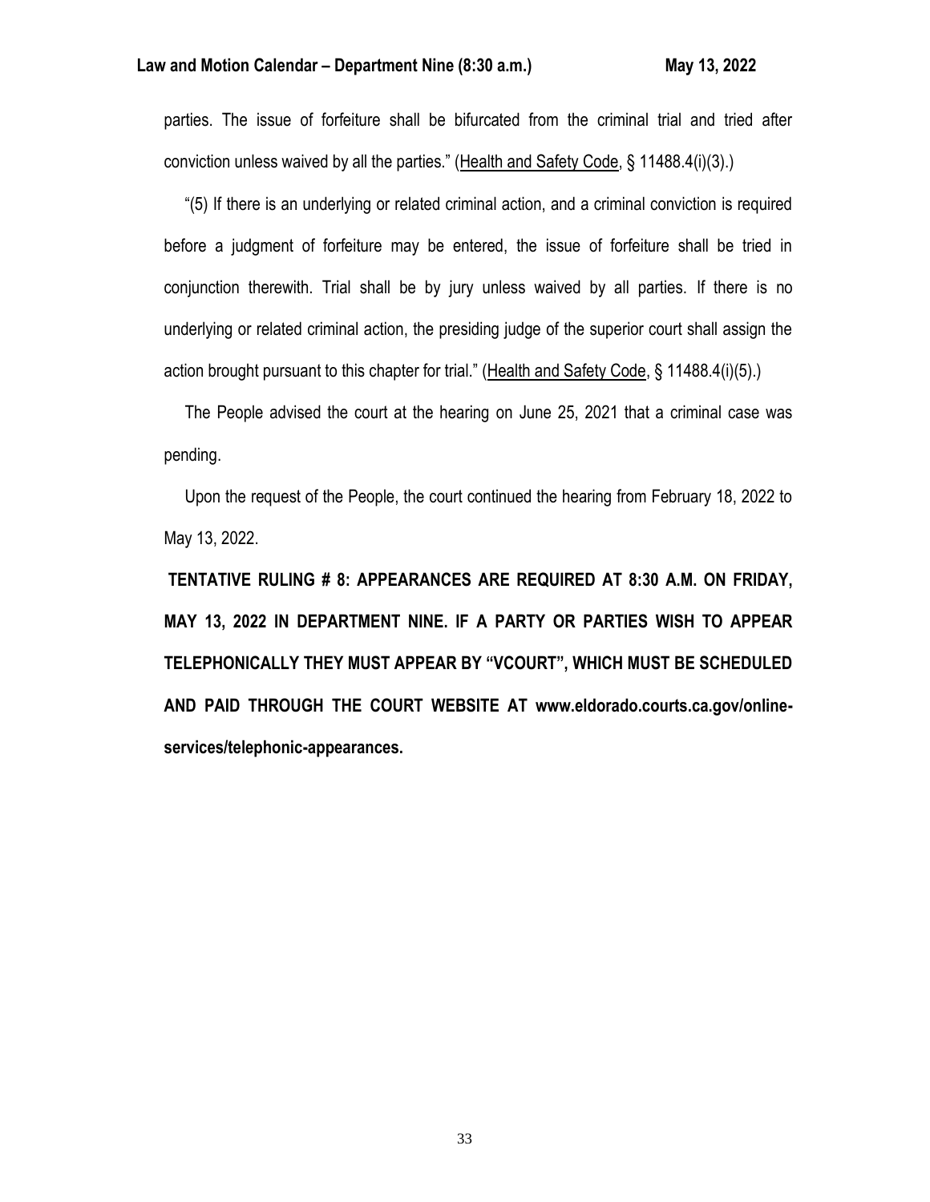parties. The issue of forfeiture shall be bifurcated from the criminal trial and tried after conviction unless waived by all the parties." (Health and Safety Code, § 11488.4(i)(3).)

"(5) If there is an underlying or related criminal action, and a criminal conviction is required before a judgment of forfeiture may be entered, the issue of forfeiture shall be tried in conjunction therewith. Trial shall be by jury unless waived by all parties. If there is no underlying or related criminal action, the presiding judge of the superior court shall assign the action brought pursuant to this chapter for trial." (Health and Safety Code, § 11488.4(i)(5).)

The People advised the court at the hearing on June 25, 2021 that a criminal case was pending.

Upon the request of the People, the court continued the hearing from February 18, 2022 to May 13, 2022.

**TENTATIVE RULING # 8: APPEARANCES ARE REQUIRED AT 8:30 A.M. ON FRIDAY, MAY 13, 2022 IN DEPARTMENT NINE. IF A PARTY OR PARTIES WISH TO APPEAR TELEPHONICALLY THEY MUST APPEAR BY "VCOURT", WHICH MUST BE SCHEDULED AND PAID THROUGH THE COURT WEBSITE AT www.eldorado.courts.ca.gov/online-services/telephonic-appearances.**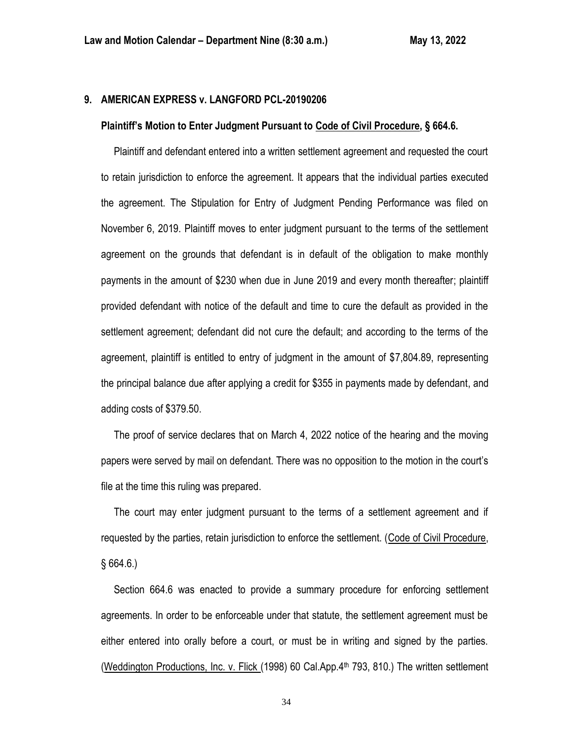## 9. AMERICAN EXPRESS v. LANGFORD PCL-20190206

**Plaintiff's Motion to Enter Judgment Pursuant to Code of Civil Procedure, § 664.6.**

Plaintiff and defendant entered into a written settlement agreement and requested the court to retain jurisdiction to enforce the agreement. It appears that the individual parties executed the agreement. The Stipulation for Entry of Judgment Pending Performance was filed on November 6, 2019. Plaintiff moves to enter judgment pursuant to the terms of the settlement agreement on the grounds that defendant is in default of the obligation to make monthly payments in the amount of $230 when due in June 2019 and every month thereafter; plaintiff provided defendant with notice of the default and time to cure the default as provided in the settlement agreement; defendant did not cure the default; and according to the terms of the agreement, plaintiff is entitled to entry of judgment in the amount of $7,804.89, representing the principal balance due after applying a credit for $355 in payments made by defendant, and adding costs of $379.50.

The proof of service declares that on March 4, 2022 notice of the hearing and the moving papers were served by mail on defendant. There was no opposition to the motion in the court's file at the time this ruling was prepared.

The court may enter judgment pursuant to the terms of a settlement agreement and if requested by the parties, retain jurisdiction to enforce the settlement. (Code of Civil Procedure, § 664.6.)

Section 664.6 was enacted to provide a summary procedure for enforcing settlement agreements. In order to be enforceable under that statute, the settlement agreement must be either entered into orally before a court, or must be in writing and signed by the parties. (Weddington Productions, Inc. v. Flick (1998) 60 Cal.App.4th 793, 810.) The written settlement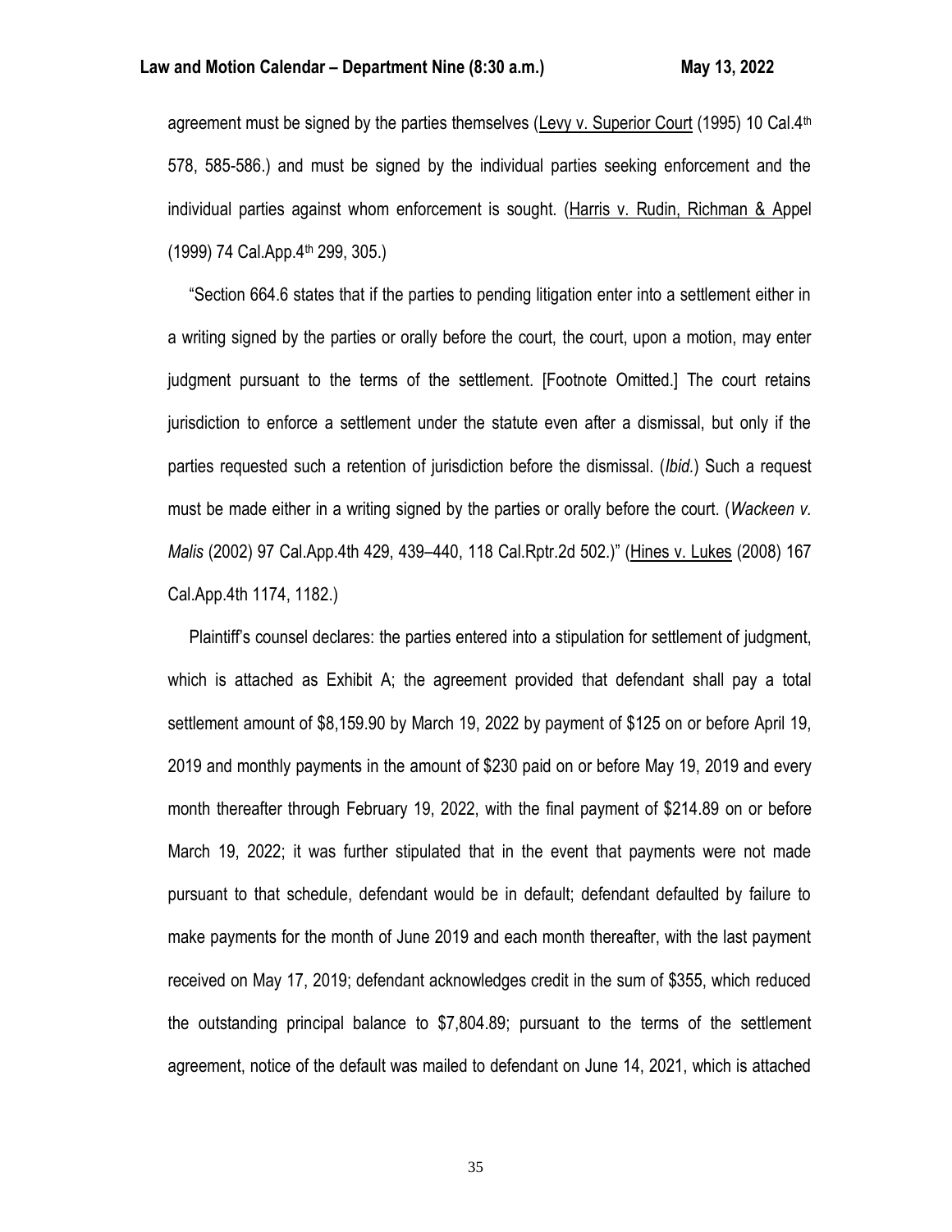agreement must be signed by the parties themselves (Levy v. Superior Court (1995) 10 Cal.4th 578, 585-586.) and must be signed by the individual parties seeking enforcement and the individual parties against whom enforcement is sought. (Harris v. Rudin, Richman & Appel (1999) 74 Cal.App.4th 299, 305.)

"Section 664.6 states that if the parties to pending litigation enter into a settlement either in a writing signed by the parties or orally before the court, the court, upon a motion, may enter judgment pursuant to the terms of the settlement. [Footnote Omitted.] The court retains jurisdiction to enforce a settlement under the statute even after a dismissal, but only if the parties requested such a retention of jurisdiction before the dismissal. (*Ibid.*) Such a request must be made either in a writing signed by the parties or orally before the court. (*Wackeen v. Malis* (2002) 97 Cal.App.4th 429, 439–440, 118 Cal.Rptr.2d 502.)" (Hines v. Lukes (2008) 167 Cal.App.4th 1174, 1182.)

Plaintiff's counsel declares: the parties entered into a stipulation for settlement of judgment, which is attached as Exhibit A; the agreement provided that defendant shall pay a total settlement amount of $8,159.90 by March 19, 2022 by payment of $125 on or before April 19, 2019 and monthly payments in the amount of $230 paid on or before May 19, 2019 and every month thereafter through February 19, 2022, with the final payment of $214.89 on or before March 19, 2022; it was further stipulated that in the event that payments were not made pursuant to that schedule, defendant would be in default; defendant defaulted by failure to make payments for the month of June 2019 and each month thereafter, with the last payment received on May 17, 2019; defendant acknowledges credit in the sum of $355, which reduced the outstanding principal balance to $7,804.89; pursuant to the terms of the settlement agreement, notice of the default was mailed to defendant on June 14, 2021, which is attached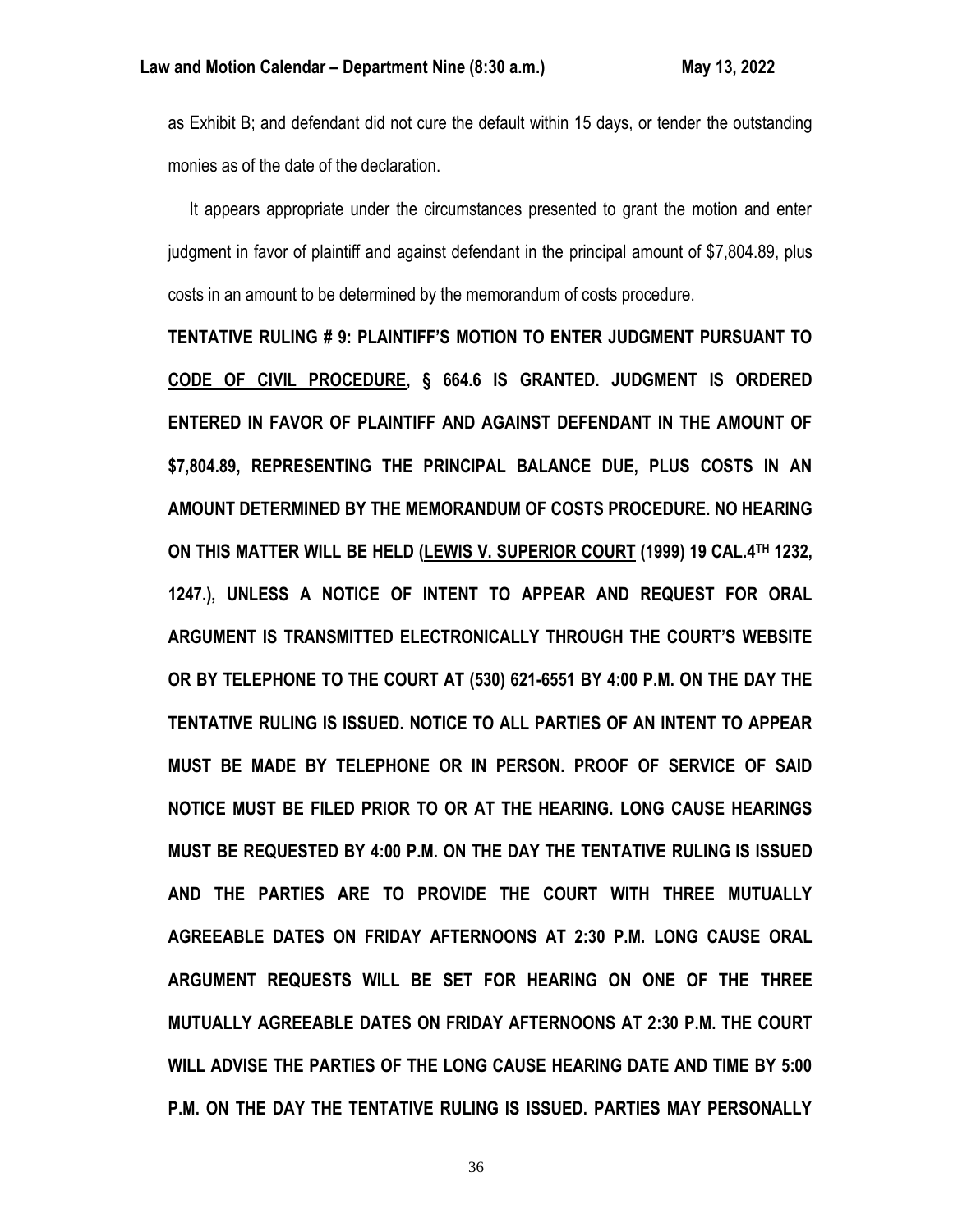as Exhibit B; and defendant did not cure the default within 15 days, or tender the outstanding monies as of the date of the declaration.

It appears appropriate under the circumstances presented to grant the motion and enter judgment in favor of plaintiff and against defendant in the principal amount of $7,804.89, plus costs in an amount to be determined by the memorandum of costs procedure.

**TENTATIVE RULING # 9: PLAINTIFF'S MOTION TO ENTER JUDGMENT PURSUANT TO CODE OF CIVIL PROCEDURE, § 664.6 IS GRANTED. JUDGMENT IS ORDERED ENTERED IN FAVOR OF PLAINTIFF AND AGAINST DEFENDANT IN THE AMOUNT OF $7,804.89, REPRESENTING THE PRINCIPAL BALANCE DUE, PLUS COSTS IN AN AMOUNT DETERMINED BY THE MEMORANDUM OF COSTS PROCEDURE. NO HEARING ON THIS MATTER WILL BE HELD (LEWIS V. SUPERIOR COURT (1999) 19 CAL.4TH 1232, 1247.), UNLESS A NOTICE OF INTENT TO APPEAR AND REQUEST FOR ORAL ARGUMENT IS TRANSMITTED ELECTRONICALLY THROUGH THE COURT'S WEBSITE OR BY TELEPHONE TO THE COURT AT (530) 621-6551 BY 4:00 P.M. ON THE DAY THE TENTATIVE RULING IS ISSUED. NOTICE TO ALL PARTIES OF AN INTENT TO APPEAR MUST BE MADE BY TELEPHONE OR IN PERSON. PROOF OF SERVICE OF SAID NOTICE MUST BE FILED PRIOR TO OR AT THE HEARING. LONG CAUSE HEARINGS MUST BE REQUESTED BY 4:00 P.M. ON THE DAY THE TENTATIVE RULING IS ISSUED AND THE PARTIES ARE TO PROVIDE THE COURT WITH THREE MUTUALLY AGREEABLE DATES ON FRIDAY AFTERNOONS AT 2:30 P.M. LONG CAUSE ORAL ARGUMENT REQUESTS WILL BE SET FOR HEARING ON ONE OF THE THREE MUTUALLY AGREEABLE DATES ON FRIDAY AFTERNOONS AT 2:30 P.M. THE COURT WILL ADVISE THE PARTIES OF THE LONG CAUSE HEARING DATE AND TIME BY 5:00 P.M. ON THE DAY THE TENTATIVE RULING IS ISSUED. PARTIES MAY PERSONALLY**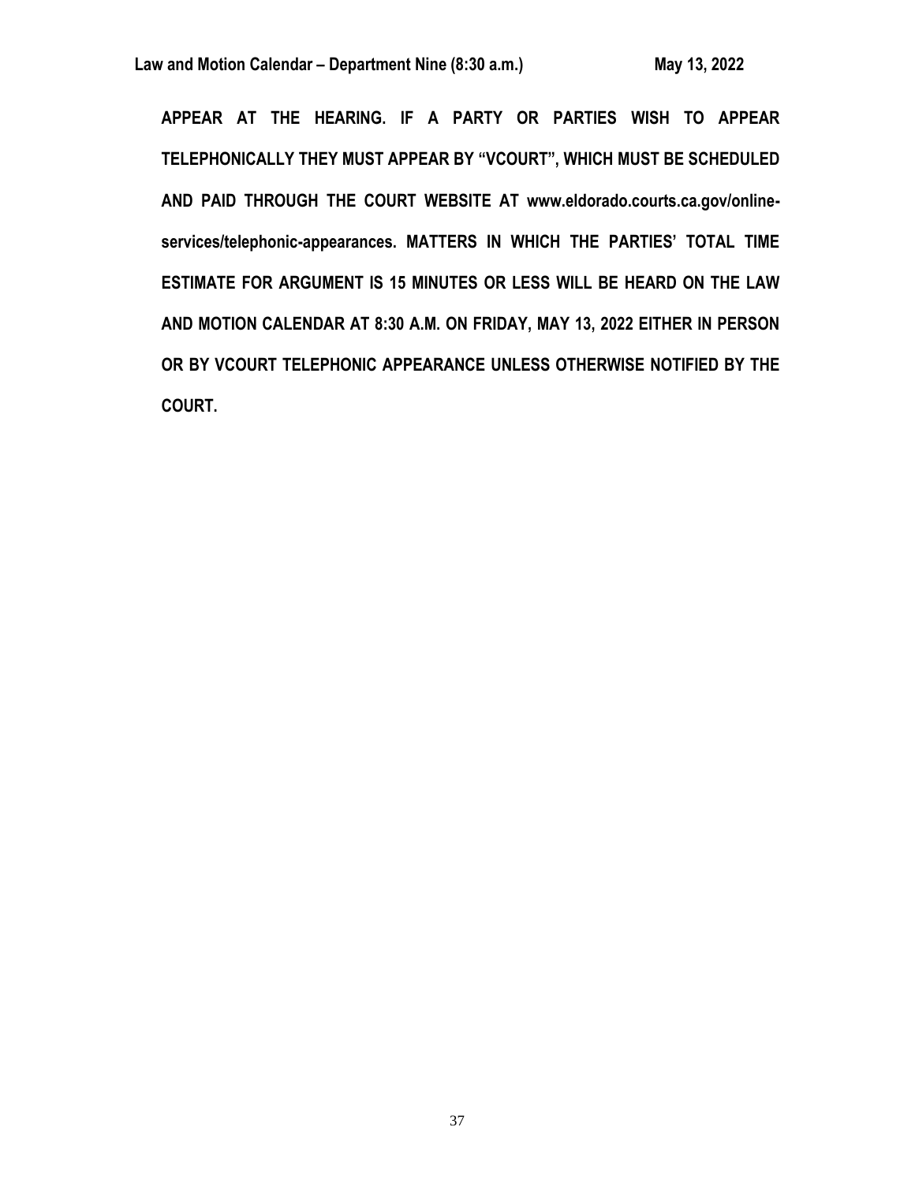**APPEAR AT THE HEARING. IF A PARTY OR PARTIES WISH TO APPEAR TELEPHONICALLY THEY MUST APPEAR BY "VCOURT", WHICH MUST BE SCHEDULED AND PAID THROUGH THE COURT WEBSITE AT www.eldorado.courts.ca.gov/online-services/telephonic-appearances. MATTERS IN WHICH THE PARTIES' TOTAL TIME ESTIMATE FOR ARGUMENT IS 15 MINUTES OR LESS WILL BE HEARD ON THE LAW AND MOTION CALENDAR AT 8:30 A.M. ON FRIDAY, MAY 13, 2022 EITHER IN PERSON OR BY VCOURT TELEPHONIC APPEARANCE UNLESS OTHERWISE NOTIFIED BY THE COURT.**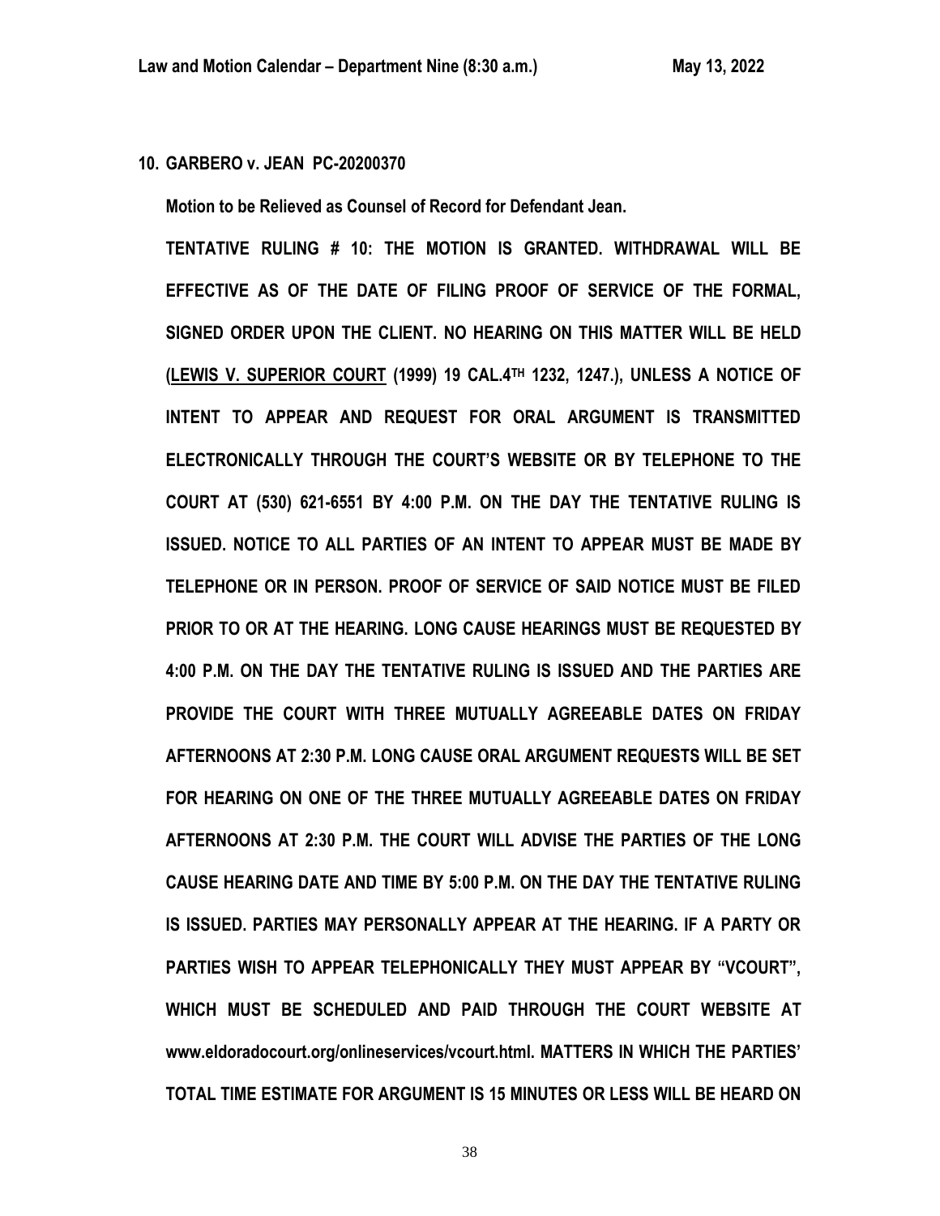**10. GARBERO v. JEAN PC-20200370**

**Motion to be Relieved as Counsel of Record for Defendant Jean.**

**TENTATIVE RULING # 10: THE MOTION IS GRANTED. WITHDRAWAL WILL BE EFFECTIVE AS OF THE DATE OF FILING PROOF OF SERVICE OF THE FORMAL, SIGNED ORDER UPON THE CLIENT. NO HEARING ON THIS MATTER WILL BE HELD (<u>LEWIS V. SUPERIOR COURT</u> (1999) 19 CAL.4TH 1232, 1247.), UNLESS A NOTICE OF INTENT TO APPEAR AND REQUEST FOR ORAL ARGUMENT IS TRANSMITTED ELECTRONICALLY THROUGH THE COURT'S WEBSITE OR BY TELEPHONE TO THE COURT AT (530) 621-6551 BY 4:00 P.M. ON THE DAY THE TENTATIVE RULING IS ISSUED. NOTICE TO ALL PARTIES OF AN INTENT TO APPEAR MUST BE MADE BY TELEPHONE OR IN PERSON. PROOF OF SERVICE OF SAID NOTICE MUST BE FILED PRIOR TO OR AT THE HEARING. LONG CAUSE HEARINGS MUST BE REQUESTED BY 4:00 P.M. ON THE DAY THE TENTATIVE RULING IS ISSUED AND THE PARTIES ARE PROVIDE THE COURT WITH THREE MUTUALLY AGREEABLE DATES ON FRIDAY AFTERNOONS AT 2:30 P.M. LONG CAUSE ORAL ARGUMENT REQUESTS WILL BE SET FOR HEARING ON ONE OF THE THREE MUTUALLY AGREEABLE DATES ON FRIDAY AFTERNOONS AT 2:30 P.M. THE COURT WILL ADVISE THE PARTIES OF THE LONG CAUSE HEARING DATE AND TIME BY 5:00 P.M. ON THE DAY THE TENTATIVE RULING IS ISSUED. PARTIES MAY PERSONALLY APPEAR AT THE HEARING. IF A PARTY OR PARTIES WISH TO APPEAR TELEPHONICALLY THEY MUST APPEAR BY "VCOURT", WHICH MUST BE SCHEDULED AND PAID THROUGH THE COURT WEBSITE AT www.eldoradocourt.org/onlineservices/vcourt.html. MATTERS IN WHICH THE PARTIES' TOTAL TIME ESTIMATE FOR ARGUMENT IS 15 MINUTES OR LESS WILL BE HEARD ON**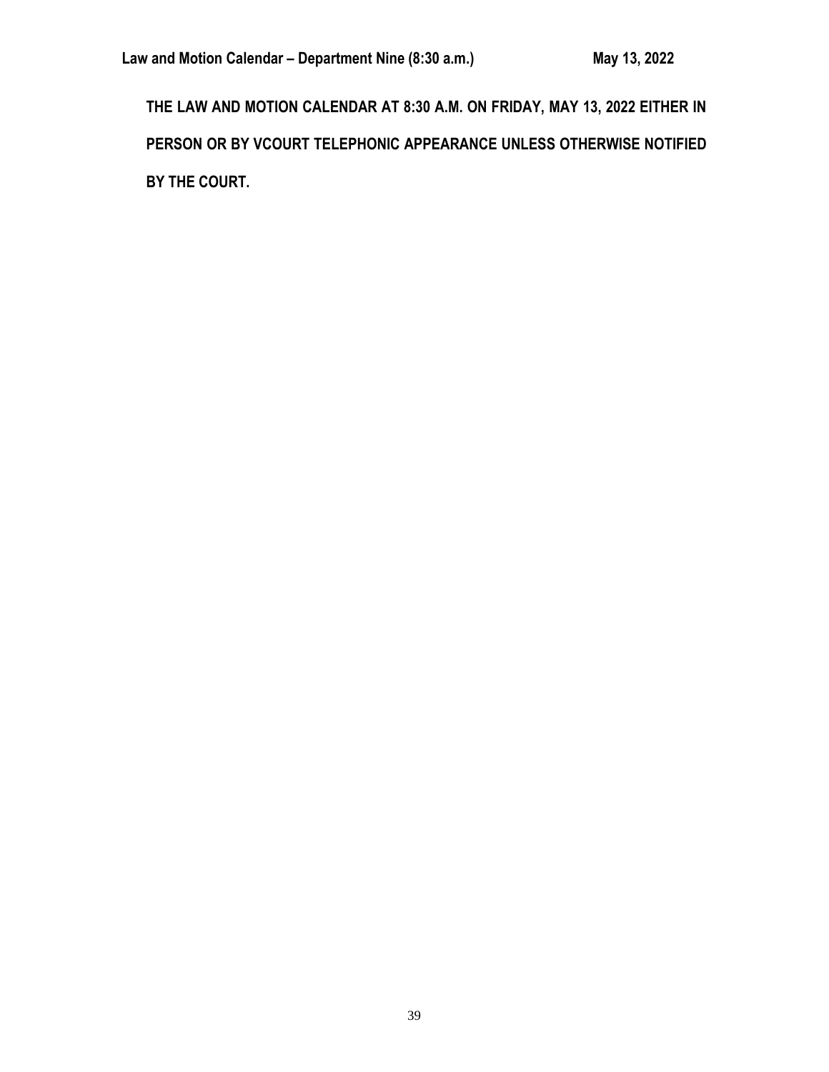**THE LAW AND MOTION CALENDAR AT 8:30 A.M. ON FRIDAY, MAY 13, 2022 EITHER IN PERSON OR BY VCOURT TELEPHONIC APPEARANCE UNLESS OTHERWISE NOTIFIED BY THE COURT.**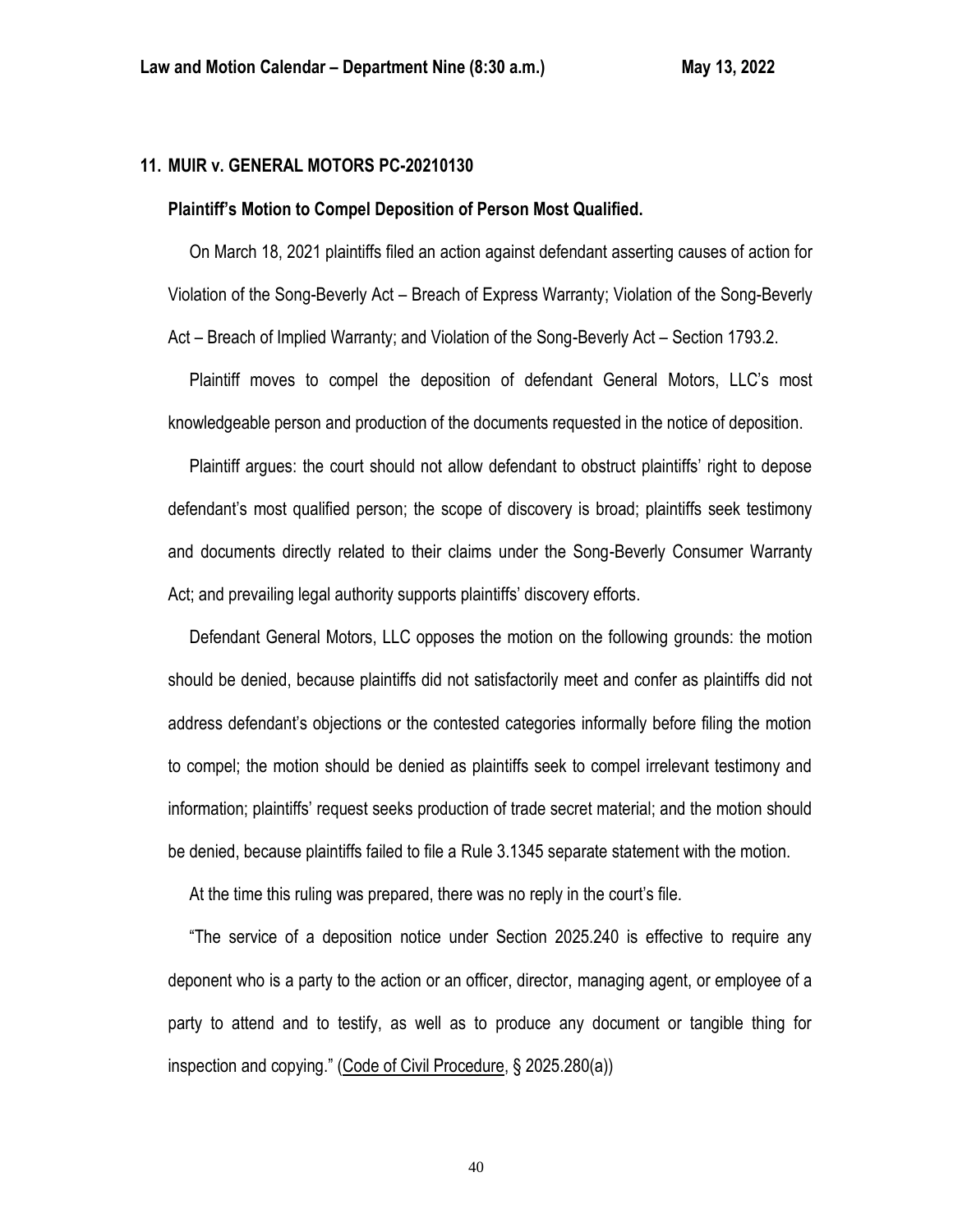## 11. MUIR v. GENERAL MOTORS PC-20210130

### Plaintiff's Motion to Compel Deposition of Person Most Qualified.

On March 18, 2021 plaintiffs filed an action against defendant asserting causes of action for Violation of the Song-Beverly Act – Breach of Express Warranty; Violation of the Song-Beverly Act – Breach of Implied Warranty; and Violation of the Song-Beverly Act – Section 1793.2.

Plaintiff moves to compel the deposition of defendant General Motors, LLC's most knowledgeable person and production of the documents requested in the notice of deposition.

Plaintiff argues: the court should not allow defendant to obstruct plaintiffs' right to depose defendant's most qualified person; the scope of discovery is broad; plaintiffs seek testimony and documents directly related to their claims under the Song-Beverly Consumer Warranty Act; and prevailing legal authority supports plaintiffs' discovery efforts.

Defendant General Motors, LLC opposes the motion on the following grounds: the motion should be denied, because plaintiffs did not satisfactorily meet and confer as plaintiffs did not address defendant's objections or the contested categories informally before filing the motion to compel; the motion should be denied as plaintiffs seek to compel irrelevant testimony and information; plaintiffs' request seeks production of trade secret material; and the motion should be denied, because plaintiffs failed to file a Rule 3.1345 separate statement with the motion.

At the time this ruling was prepared, there was no reply in the court's file.

"The service of a deposition notice under Section 2025.240 is effective to require any deponent who is a party to the action or an officer, director, managing agent, or employee of a party to attend and to testify, as well as to produce any document or tangible thing for inspection and copying." (Code of Civil Procedure, § 2025.280(a))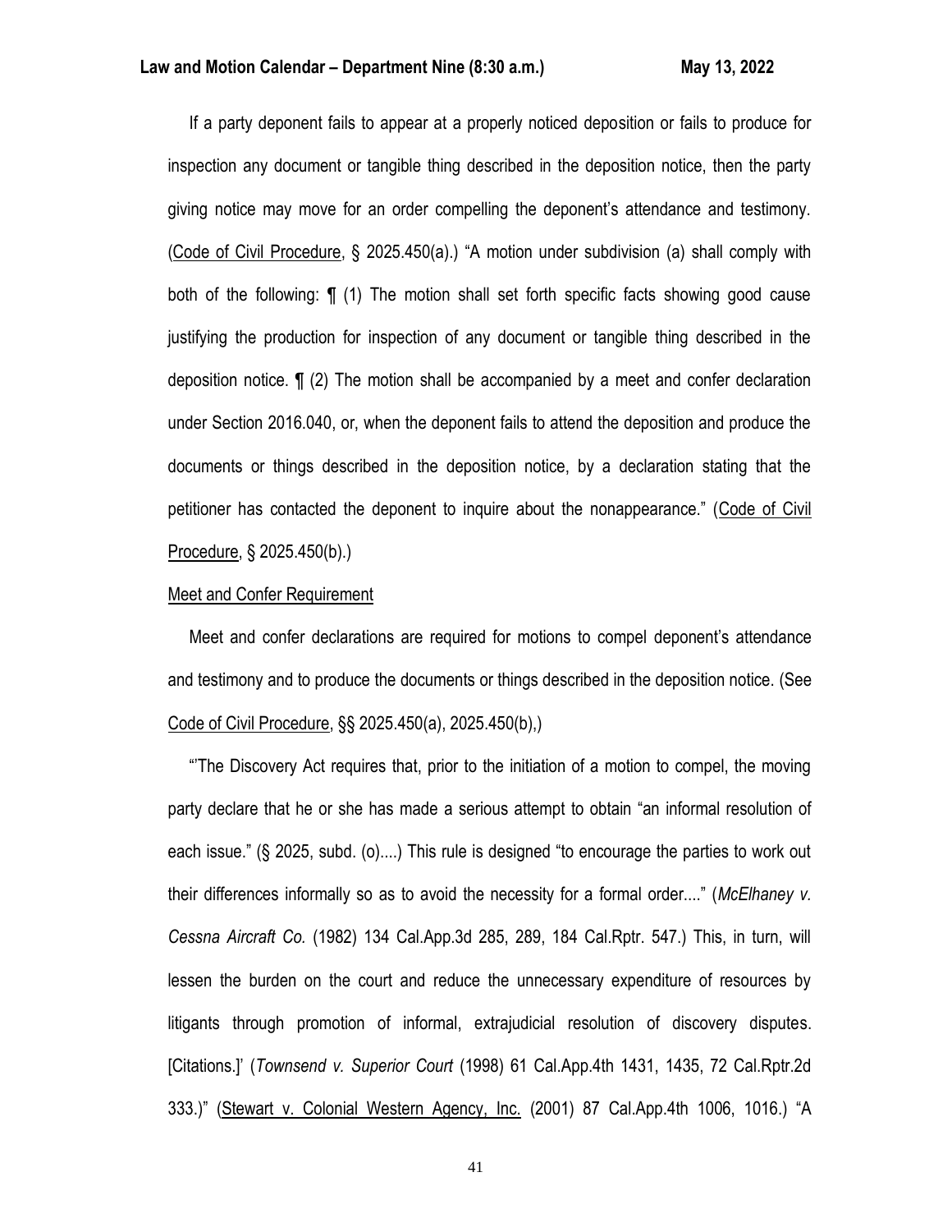If a party deponent fails to appear at a properly noticed deposition or fails to produce for inspection any document or tangible thing described in the deposition notice, then the party giving notice may move for an order compelling the deponent's attendance and testimony. (Code of Civil Procedure, § 2025.450(a).) "A motion under subdivision (a) shall comply with both of the following: ¶ (1) The motion shall set forth specific facts showing good cause justifying the production for inspection of any document or tangible thing described in the deposition notice. ¶ (2) The motion shall be accompanied by a meet and confer declaration under Section 2016.040, or, when the deponent fails to attend the deposition and produce the documents or things described in the deposition notice, by a declaration stating that the petitioner has contacted the deponent to inquire about the nonappearance." (Code of Civil Procedure, § 2025.450(b).)

Meet and Confer Requirement

Meet and confer declarations are required for motions to compel deponent's attendance and testimony and to produce the documents or things described in the deposition notice. (See Code of Civil Procedure, §§ 2025.450(a), 2025.450(b),)

"'The Discovery Act requires that, prior to the initiation of a motion to compel, the moving party declare that he or she has made a serious attempt to obtain "an informal resolution of each issue." (§ 2025, subd. (o)....) This rule is designed "to encourage the parties to work out their differences informally so as to avoid the necessity for a formal order...." (*McElhaney v. Cessna Aircraft Co.* (1982) 134 Cal.App.3d 285, 289, 184 Cal.Rptr. 547.) This, in turn, will lessen the burden on the court and reduce the unnecessary expenditure of resources by litigants through promotion of informal, extrajudicial resolution of discovery disputes. [Citations.]' (*Townsend v. Superior Court* (1998) 61 Cal.App.4th 1431, 1435, 72 Cal.Rptr.2d 333.)" (Stewart v. Colonial Western Agency, Inc. (2001) 87 Cal.App.4th 1006, 1016.) "A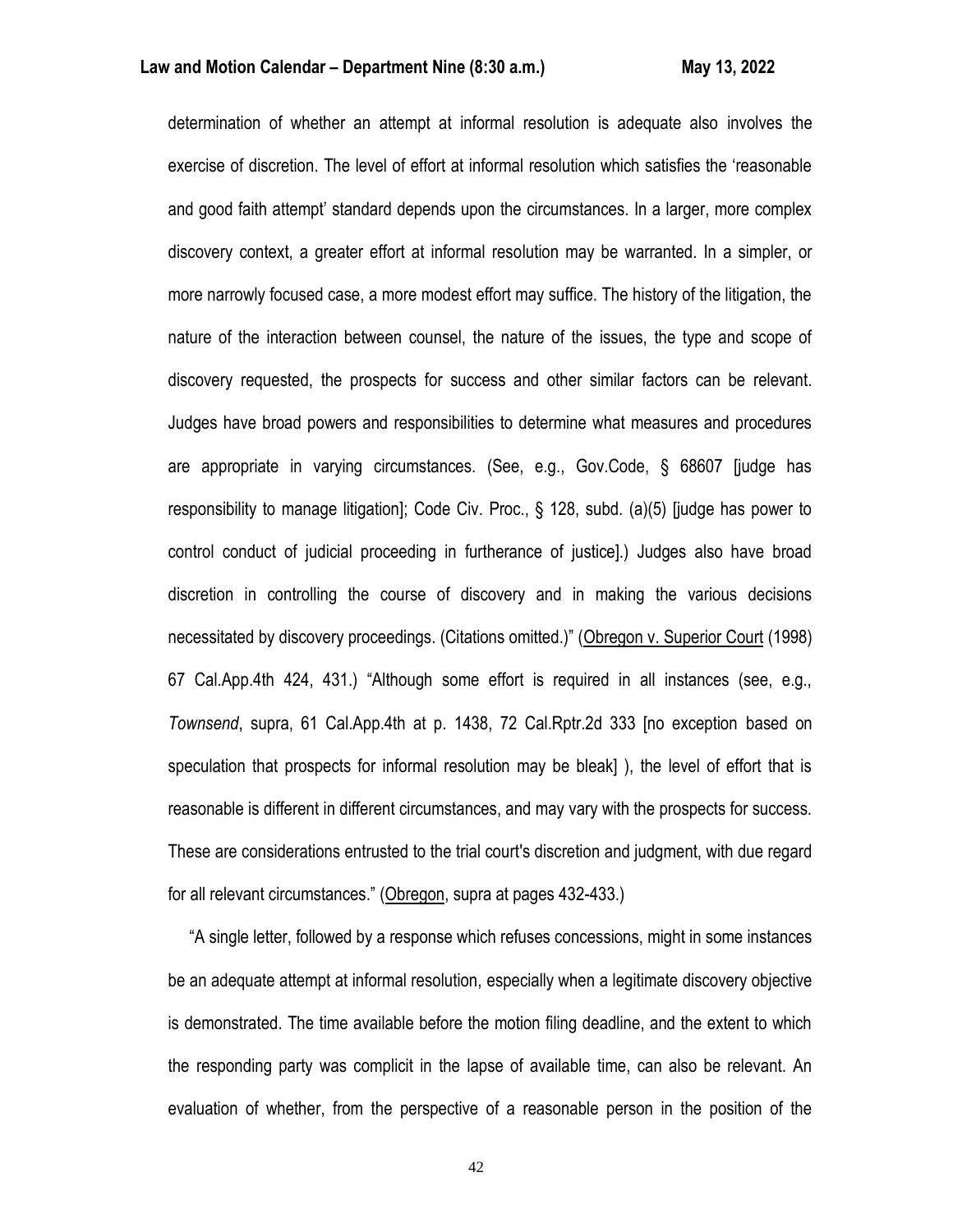determination of whether an attempt at informal resolution is adequate also involves the exercise of discretion. The level of effort at informal resolution which satisfies the 'reasonable and good faith attempt' standard depends upon the circumstances. In a larger, more complex discovery context, a greater effort at informal resolution may be warranted. In a simpler, or more narrowly focused case, a more modest effort may suffice. The history of the litigation, the nature of the interaction between counsel, the nature of the issues, the type and scope of discovery requested, the prospects for success and other similar factors can be relevant. Judges have broad powers and responsibilities to determine what measures and procedures are appropriate in varying circumstances. (See, e.g., Gov.Code, § 68607 [judge has responsibility to manage litigation]; Code Civ. Proc., § 128, subd. (a)(5) [judge has power to control conduct of judicial proceeding in furtherance of justice].) Judges also have broad discretion in controlling the course of discovery and in making the various decisions necessitated by discovery proceedings. (Citations omitted.)" (Obregon v. Superior Court (1998) 67 Cal.App.4th 424, 431.) "Although some effort is required in all instances (see, e.g., *Townsend*, supra, 61 Cal.App.4th at p. 1438, 72 Cal.Rptr.2d 333 [no exception based on speculation that prospects for informal resolution may be bleak] ), the level of effort that is reasonable is different in different circumstances, and may vary with the prospects for success. These are considerations entrusted to the trial court's discretion and judgment, with due regard for all relevant circumstances." (Obregon, supra at pages 432-433.)

"A single letter, followed by a response which refuses concessions, might in some instances be an adequate attempt at informal resolution, especially when a legitimate discovery objective is demonstrated. The time available before the motion filing deadline, and the extent to which the responding party was complicit in the lapse of available time, can also be relevant. An evaluation of whether, from the perspective of a reasonable person in the position of the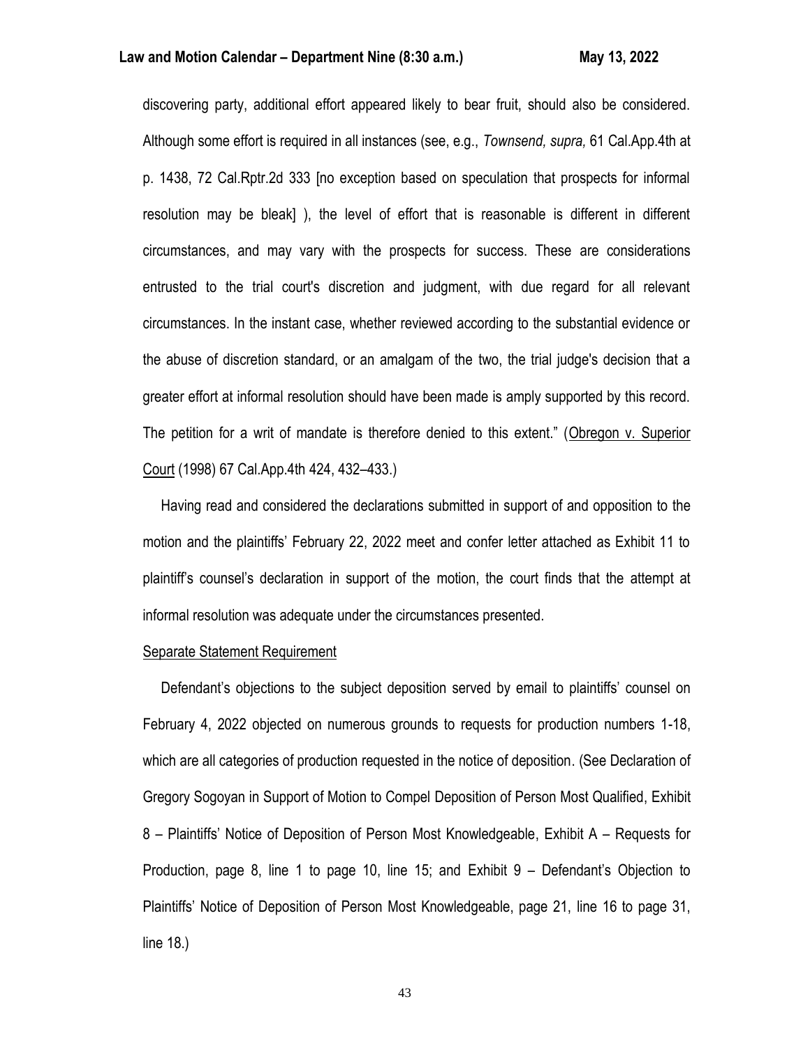discovering party, additional effort appeared likely to bear fruit, should also be considered. Although some effort is required in all instances (see, e.g., *Townsend, supra,* 61 Cal.App.4th at p. 1438, 72 Cal.Rptr.2d 333 [no exception based on speculation that prospects for informal resolution may be bleak] ), the level of effort that is reasonable is different in different circumstances, and may vary with the prospects for success. These are considerations entrusted to the trial court's discretion and judgment, with due regard for all relevant circumstances. In the instant case, whether reviewed according to the substantial evidence or the abuse of discretion standard, or an amalgam of the two, the trial judge's decision that a greater effort at informal resolution should have been made is amply supported by this record. The petition for a writ of mandate is therefore denied to this extent." (Obregon v. Superior Court (1998) 67 Cal.App.4th 424, 432–433.)

Having read and considered the declarations submitted in support of and opposition to the motion and the plaintiffs' February 22, 2022 meet and confer letter attached as Exhibit 11 to plaintiff's counsel's declaration in support of the motion, the court finds that the attempt at informal resolution was adequate under the circumstances presented.

Separate Statement Requirement

Defendant's objections to the subject deposition served by email to plaintiffs' counsel on February 4, 2022 objected on numerous grounds to requests for production numbers 1-18, which are all categories of production requested in the notice of deposition. (See Declaration of Gregory Sogoyan in Support of Motion to Compel Deposition of Person Most Qualified, Exhibit 8 – Plaintiffs' Notice of Deposition of Person Most Knowledgeable, Exhibit A – Requests for Production, page 8, line 1 to page 10, line 15; and Exhibit 9 – Defendant's Objection to Plaintiffs' Notice of Deposition of Person Most Knowledgeable, page 21, line 16 to page 31, line 18.)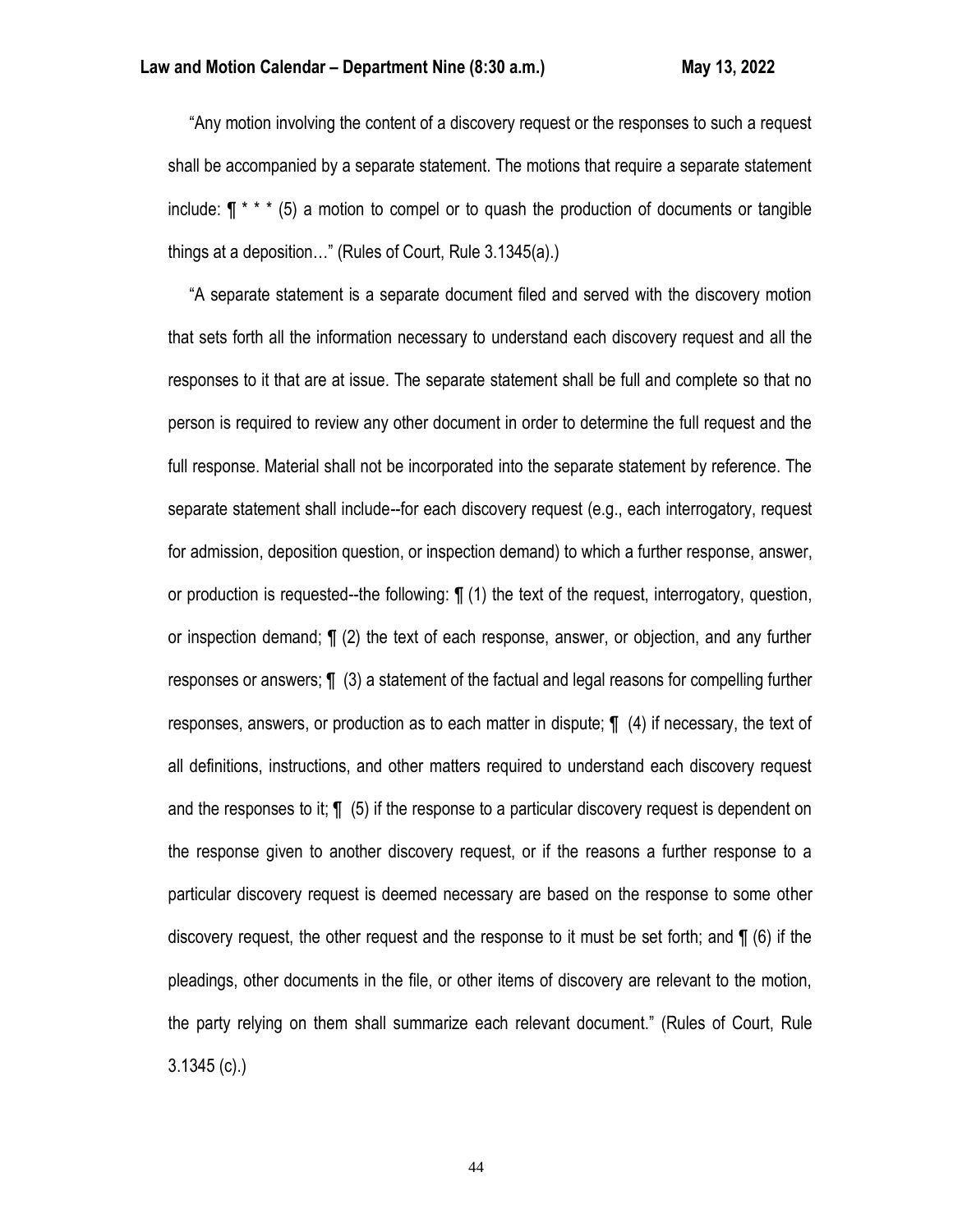"Any motion involving the content of a discovery request or the responses to such a request shall be accompanied by a separate statement. The motions that require a separate statement include: ¶ * * * (5) a motion to compel or to quash the production of documents or tangible things at a deposition…" (Rules of Court, Rule 3.1345(a).)

"A separate statement is a separate document filed and served with the discovery motion that sets forth all the information necessary to understand each discovery request and all the responses to it that are at issue. The separate statement shall be full and complete so that no person is required to review any other document in order to determine the full request and the full response. Material shall not be incorporated into the separate statement by reference. The separate statement shall include--for each discovery request (e.g., each interrogatory, request for admission, deposition question, or inspection demand) to which a further response, answer, or production is requested--the following: ¶ (1) the text of the request, interrogatory, question, or inspection demand; ¶ (2) the text of each response, answer, or objection, and any further responses or answers; ¶ (3) a statement of the factual and legal reasons for compelling further responses, answers, or production as to each matter in dispute; ¶ (4) if necessary, the text of all definitions, instructions, and other matters required to understand each discovery request and the responses to it; ¶ (5) if the response to a particular discovery request is dependent on the response given to another discovery request, or if the reasons a further response to a particular discovery request is deemed necessary are based on the response to some other discovery request, the other request and the response to it must be set forth; and ¶ (6) if the pleadings, other documents in the file, or other items of discovery are relevant to the motion, the party relying on them shall summarize each relevant document." (Rules of Court, Rule 3.1345 (c).)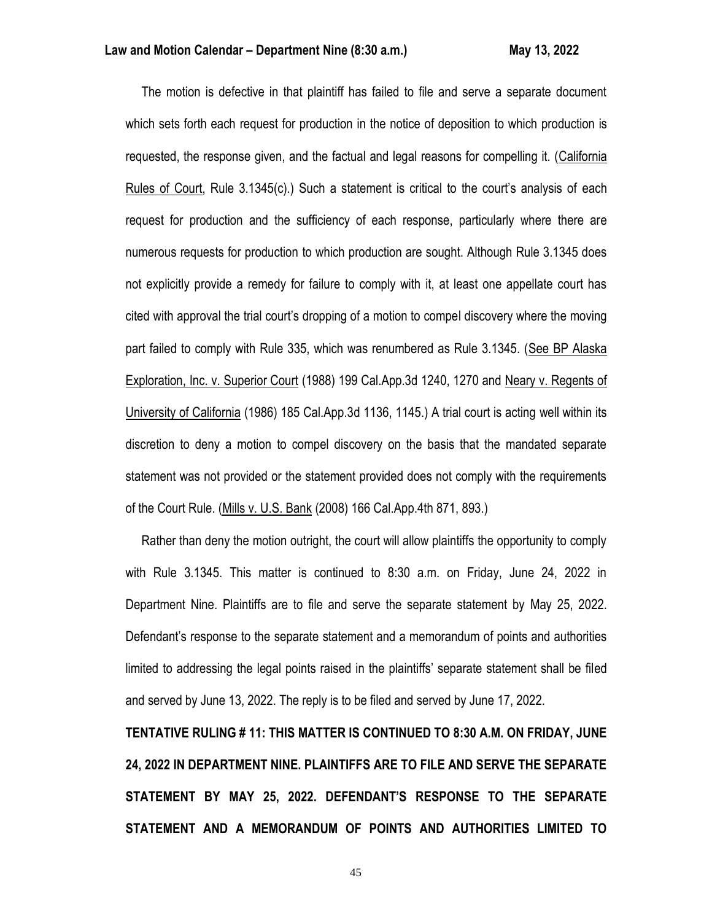The motion is defective in that plaintiff has failed to file and serve a separate document which sets forth each request for production in the notice of deposition to which production is requested, the response given, and the factual and legal reasons for compelling it. (California Rules of Court, Rule 3.1345(c).) Such a statement is critical to the court's analysis of each request for production and the sufficiency of each response, particularly where there are numerous requests for production to which production are sought. Although Rule 3.1345 does not explicitly provide a remedy for failure to comply with it, at least one appellate court has cited with approval the trial court's dropping of a motion to compel discovery where the moving part failed to comply with Rule 335, which was renumbered as Rule 3.1345. (See BP Alaska Exploration, Inc. v. Superior Court (1988) 199 Cal.App.3d 1240, 1270 and Neary v. Regents of University of California (1986) 185 Cal.App.3d 1136, 1145.) A trial court is acting well within its discretion to deny a motion to compel discovery on the basis that the mandated separate statement was not provided or the statement provided does not comply with the requirements of the Court Rule. (Mills v. U.S. Bank (2008) 166 Cal.App.4th 871, 893.)

Rather than deny the motion outright, the court will allow plaintiffs the opportunity to comply with Rule 3.1345. This matter is continued to 8:30 a.m. on Friday, June 24, 2022 in Department Nine. Plaintiffs are to file and serve the separate statement by May 25, 2022. Defendant's response to the separate statement and a memorandum of points and authorities limited to addressing the legal points raised in the plaintiffs' separate statement shall be filed and served by June 13, 2022. The reply is to be filed and served by June 17, 2022.

**TENTATIVE RULING # 11: THIS MATTER IS CONTINUED TO 8:30 A.M. ON FRIDAY, JUNE 24, 2022 IN DEPARTMENT NINE. PLAINTIFFS ARE TO FILE AND SERVE THE SEPARATE STATEMENT BY MAY 25, 2022. DEFENDANT'S RESPONSE TO THE SEPARATE STATEMENT AND A MEMORANDUM OF POINTS AND AUTHORITIES LIMITED TO**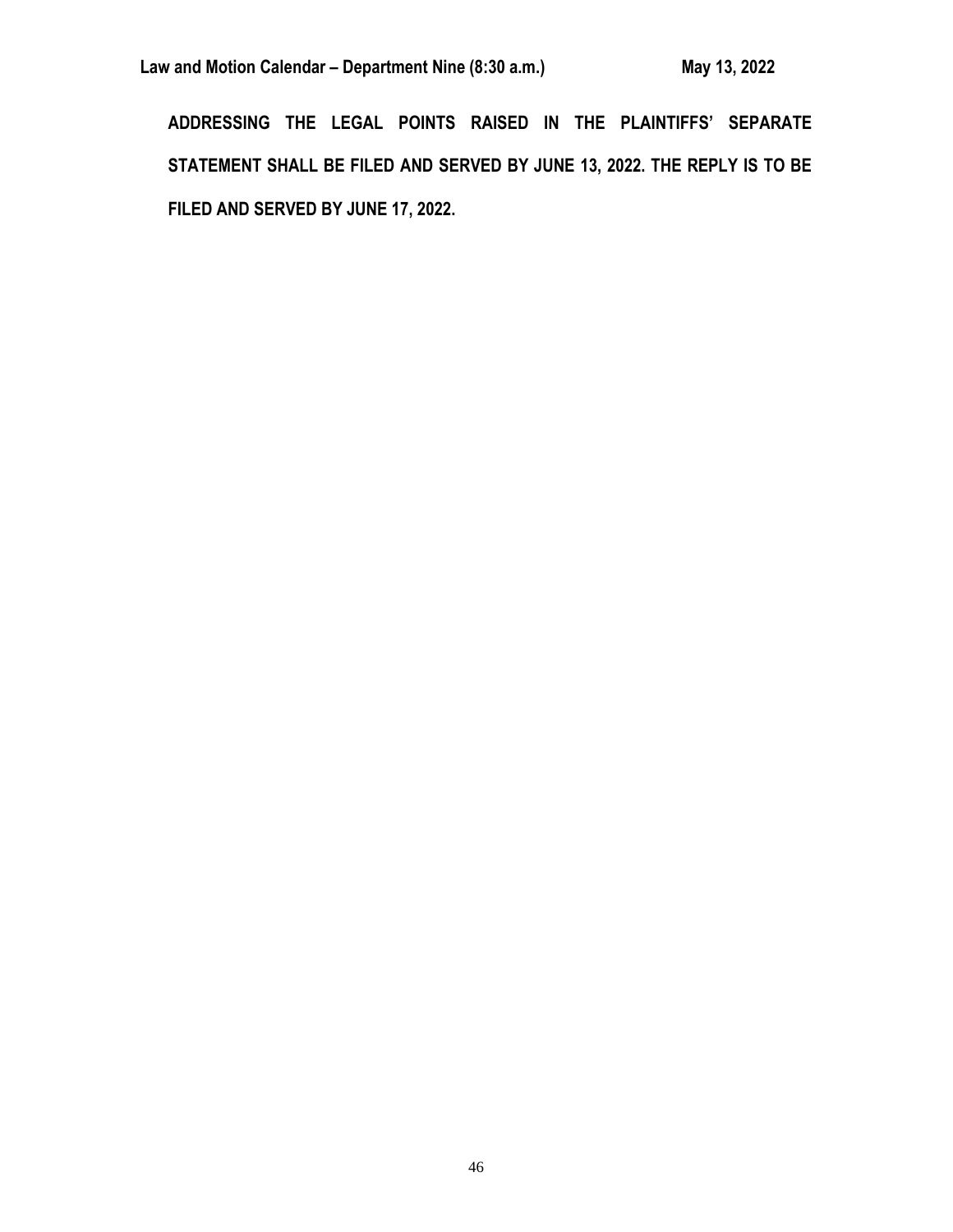**ADDRESSING THE LEGAL POINTS RAISED IN THE PLAINTIFFS' SEPARATE STATEMENT SHALL BE FILED AND SERVED BY JUNE 13, 2022. THE REPLY IS TO BE FILED AND SERVED BY JUNE 17, 2022.**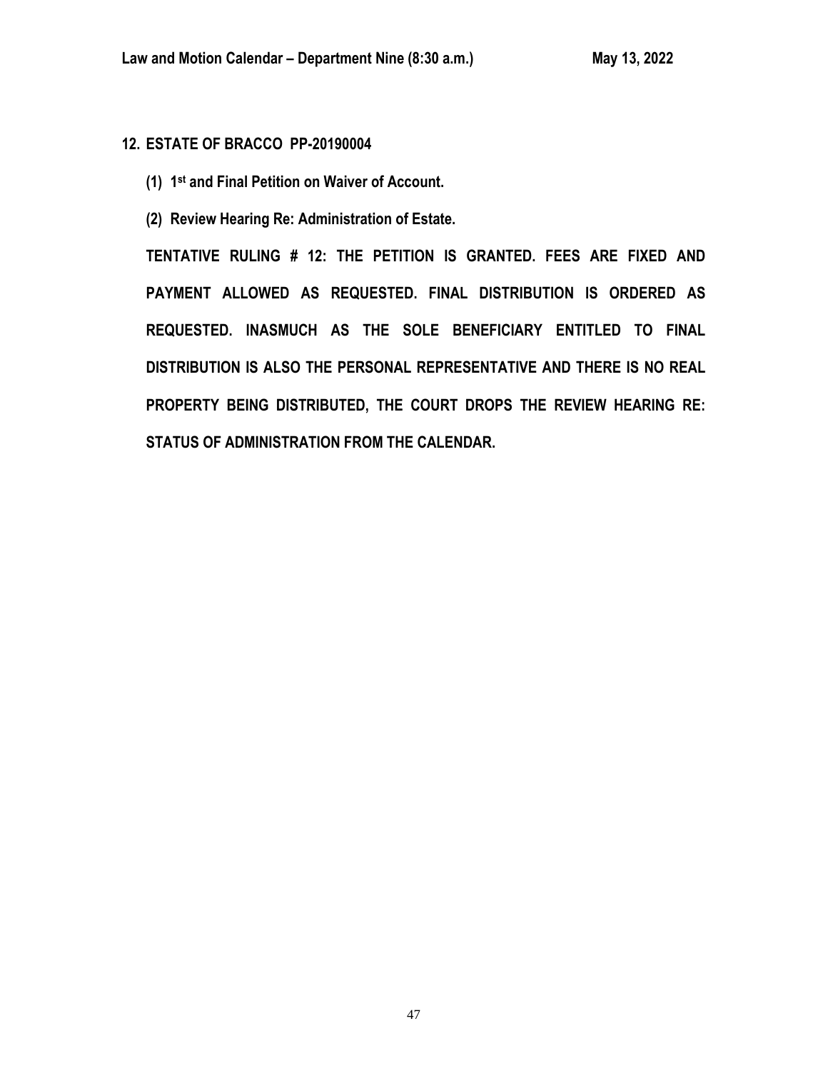## 12. ESTATE OF BRACCO PP-20190004

**(1) 1st and Final Petition on Waiver of Account.**

**(2) Review Hearing Re: Administration of Estate.**

**TENTATIVE RULING # 12: THE PETITION IS GRANTED. FEES ARE FIXED AND PAYMENT ALLOWED AS REQUESTED. FINAL DISTRIBUTION IS ORDERED AS REQUESTED. INASMUCH AS THE SOLE BENEFICIARY ENTITLED TO FINAL DISTRIBUTION IS ALSO THE PERSONAL REPRESENTATIVE AND THERE IS NO REAL PROPERTY BEING DISTRIBUTED, THE COURT DROPS THE REVIEW HEARING RE: STATUS OF ADMINISTRATION FROM THE CALENDAR.**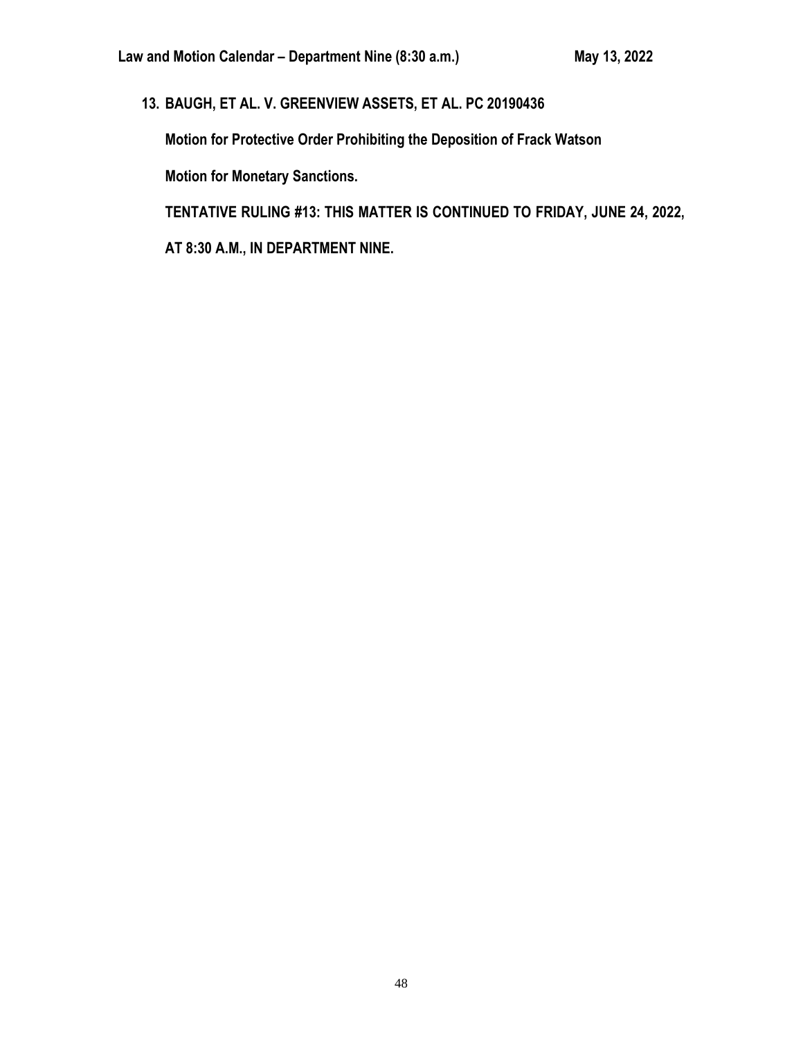**13. BAUGH, ET AL. V. GREENVIEW ASSETS, ET AL. PC 20190436**

**Motion for Protective Order Prohibiting the Deposition of Frack Watson**

**Motion for Monetary Sanctions.**

**TENTATIVE RULING #13: THIS MATTER IS CONTINUED TO FRIDAY, JUNE 24, 2022, AT 8:30 A.M., IN DEPARTMENT NINE.**